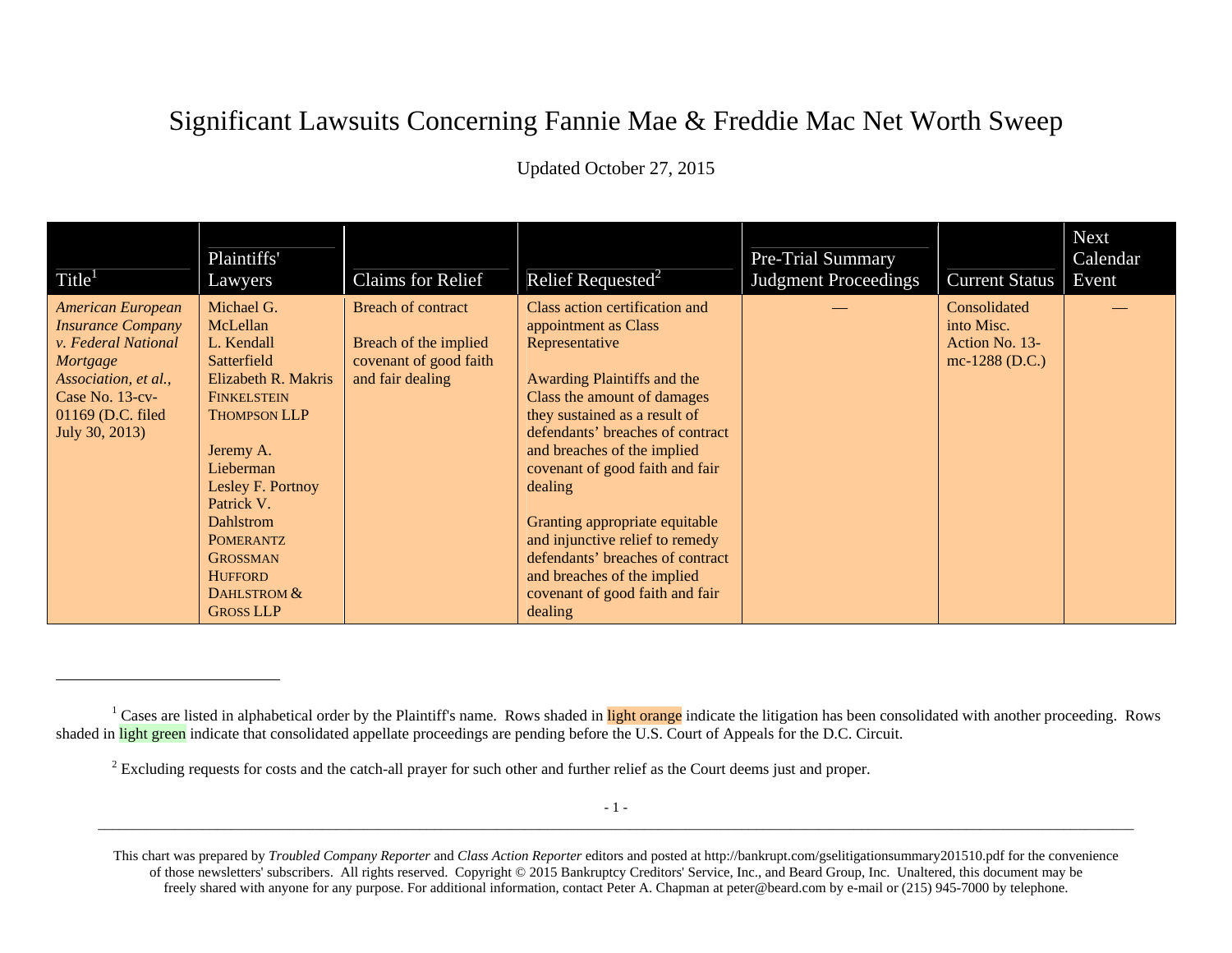# Significant Lawsuits Concerning Fannie Mae & Freddie Mac Net Worth Sweep

Updated October 27, 2015

| Title[1] | Plaintiffs' Lawyers | Claims for Relief | Relief Requested[2] | Pre-Trial Summary Judgment Proceedings | Current Status | Next Calendar Event |
|---|---|---|---|---|---|---|
| *American European Insurance Company v. Federal National Mortgage Association, et al.,* Case No. 13-cv-01169 (D.C. filed July 30, 2013) | Michael G. McLellan<br>L. Kendall Satterfield<br>Elizabeth R. Makris<br>FINKELSTEIN THOMPSON LLP<br><br>Jeremy A. Lieberman<br>Lesley F. Portnoy<br>Patrick V. Dahlstrom<br>POMERANTZ GROSSMAN HUFFORD DAHLSTROM & GROSS LLP | Breach of contract<br><br>Breach of the implied covenant of good faith and fair dealing | Class action certification and appointment as Class Representative<br><br>Awarding Plaintiffs and the Class the amount of damages they sustained as a result of defendants' breaches of contract and breaches of the implied covenant of good faith and fair dealing<br><br>Granting appropriate equitable and injunctive relief to remedy defendants' breaches of contract and breaches of the implied covenant of good faith and fair dealing | — | Consolidated into Misc. Action No. 13-mc-1288 (D.C.) | — |

[1] Cases are listed in alphabetical order by the Plaintiff's name. Rows shaded in light orange indicate the litigation has been consolidated with another proceeding. Rows shaded in light green indicate that consolidated appellate proceedings are pending before the U.S. Court of Appeals for the D.C. Circuit.

[2] Excluding requests for costs and the catch-all prayer for such other and further relief as the Court deems just and proper.

This chart was prepared by *Troubled Company Reporter* and *Class Action Reporter* editors and posted at http://bankrupt.com/gselitigationsummary201510.pdf for the convenience of those newsletters' subscribers. All rights reserved. Copyright © 2015 Bankruptcy Creditors' Service, Inc., and Beard Group, Inc. Unaltered, this document may be freely shared with anyone for any purpose. For additional information, contact Peter A. Chapman at peter@beard.com by e-mail or (215) 945-7000 by telephone.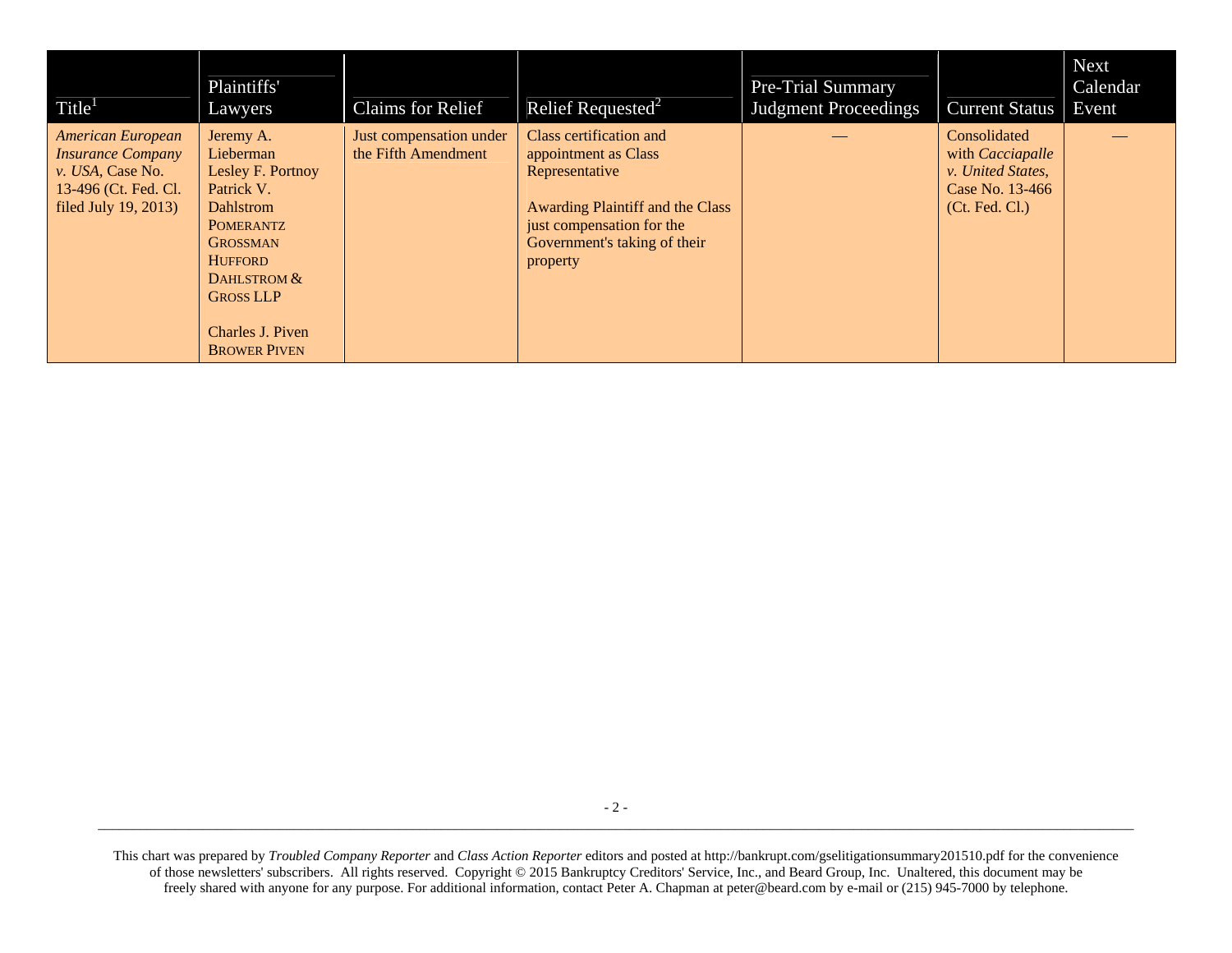| Title[1] | Plaintiffs' Lawyers | Claims for Relief | Relief Requested[2] | Pre-Trial Summary Judgment Proceedings | Current Status | Next Calendar Event |
|---|---|---|---|---|---|---|
| *American European Insurance Company v. USA*, Case No. 13-496 (Ct. Fed. Cl. filed July 19, 2013) | Jeremy A. Lieberman<br>Lesley F. Portnoy<br>Patrick V. Dahlstrom<br>POMERANTZ GROSSMAN HUFFORD DAHLSTROM & GROSS LLP<br><br>Charles J. Piven<br>BROWER PIVEN | Just compensation under the Fifth Amendment | Class certification and appointment as Class Representative<br><br>Awarding Plaintiff and the Class just compensation for the Government's taking of their property | — | Consolidated with *Cacciapalle v. United States*, Case No. 13-466 (Ct. Fed. Cl.) | — |

This chart was prepared by *Troubled Company Reporter* and *Class Action Reporter* editors and posted at http://bankrupt.com/gselitigationsummary201510.pdf for the convenience of those newsletters' subscribers. All rights reserved. Copyright © 2015 Bankruptcy Creditors' Service, Inc., and Beard Group, Inc. Unaltered, this document may be freely shared with anyone for any purpose. For additional information, contact Peter A. Chapman at peter@beard.com by e-mail or (215) 945-7000 by telephone.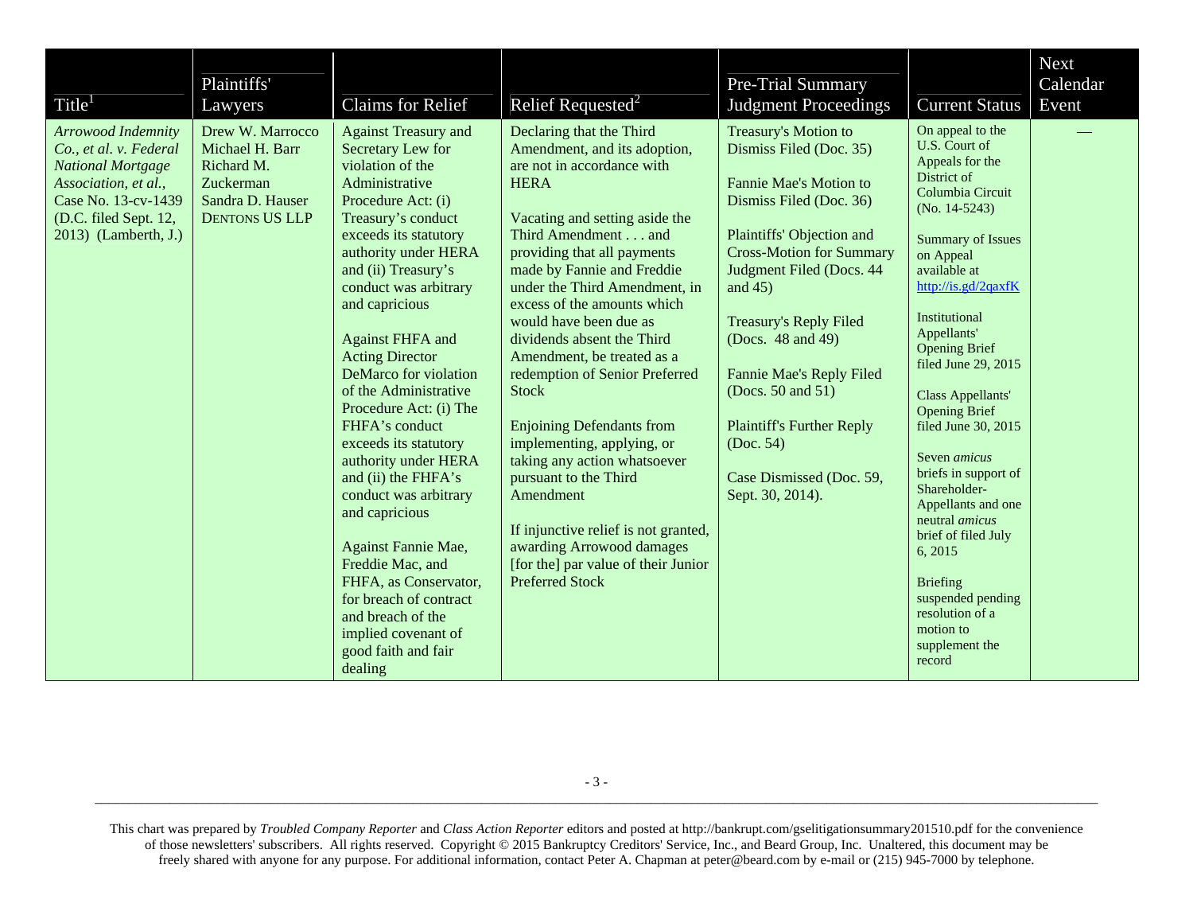| Title[1] | Plaintiffs' Lawyers | Claims for Relief | Relief Requested[2] | Pre-Trial Summary Judgment Proceedings | Current Status | Next Calendar Event |
|---|---|---|---|---|---|---|
| *Arrowood Indemnity Co., et al. v. Federal National Mortgage Association, et al.*, Case No. 13-cv-1439 (D.C. filed Sept. 12, 2013) (Lamberth, J.) | Drew W. Marrocco<br>Michael H. Barr<br>Richard M. Zuckerman<br>Sandra D. Hauser<br>DENTONS US LLP | Against Treasury and Secretary Lew for violation of the Administrative Procedure Act: (i) Treasury's conduct exceeds its statutory authority under HERA and (ii) Treasury's conduct was arbitrary and capricious<br><br>Against FHFA and Acting Director DeMarco for violation of the Administrative Procedure Act: (i) The FHFA's conduct exceeds its statutory authority under HERA and (ii) the FHFA's conduct was arbitrary and capricious<br><br>Against Fannie Mae, Freddie Mac, and FHFA, as Conservator, for breach of contract and breach of the implied covenant of good faith and fair dealing | Declaring that the Third Amendment, and its adoption, are not in accordance with HERA<br><br>Vacating and setting aside the Third Amendment . . . and providing that all payments made by Fannie and Freddie under the Third Amendment, in excess of the amounts which would have been due as dividends absent the Third Amendment, be treated as a redemption of Senior Preferred Stock<br><br>Enjoining Defendants from implementing, applying, or taking any action whatsoever pursuant to the Third Amendment<br><br>If injunctive relief is not granted, awarding Arrowood damages [for the] par value of their Junior Preferred Stock | Treasury's Motion to Dismiss Filed (Doc. 35)<br><br>Fannie Mae's Motion to Dismiss Filed (Doc. 36)<br><br>Plaintiffs' Objection and Cross-Motion for Summary Judgment Filed (Docs. 44 and 45)<br><br>Treasury's Reply Filed (Docs. 48 and 49)<br><br>Fannie Mae's Reply Filed (Docs. 50 and 51)<br><br>Plaintiff's Further Reply (Doc. 54)<br><br>Case Dismissed (Doc. 59, Sept. 30, 2014). | On appeal to the U.S. Court of Appeals for the District of Columbia Circuit (No. 14-5243)<br><br>Summary of Issues on Appeal available at http://is.gd/2qaxfK<br><br>Institutional Appellants' Opening Brief filed June 29, 2015<br><br>Class Appellants' Opening Brief filed June 30, 2015<br><br>Seven *amicus* briefs in support of Shareholder-Appellants and one neutral *amicus* brief of filed July 6, 2015<br><br>Briefing suspended pending resolution of a motion to supplement the record | — |

This chart was prepared by *Troubled Company Reporter* and *Class Action Reporter* editors and posted at http://bankrupt.com/gselitigationsummary201510.pdf for the convenience of those newsletters' subscribers. All rights reserved. Copyright © 2015 Bankruptcy Creditors' Service, Inc., and Beard Group, Inc. Unaltered, this document may be freely shared with anyone for any purpose. For additional information, contact Peter A. Chapman at peter@beard.com by e-mail or (215) 945-7000 by telephone.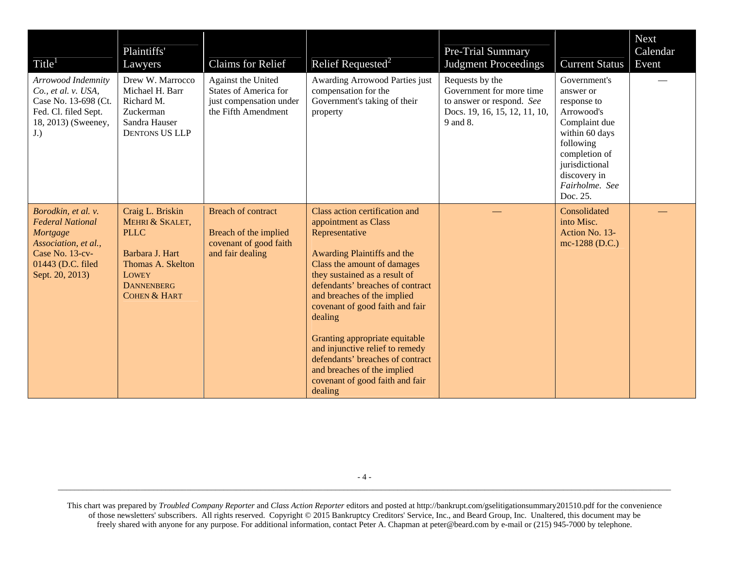| Title[1] | Plaintiffs' Lawyers | Claims for Relief | Relief Requested[2] | Pre-Trial Summary Judgment Proceedings | Current Status | Next Calendar Event |
|---|---|---|---|---|---|---|
| *Arrowood Indemnity Co., et al. v. USA*, Case No. 13-698 (Ct. Fed. Cl. filed Sept. 18, 2013) (Sweeney, J.) | Drew W. Marrocco<br>Michael H. Barr<br>Richard M. Zuckerman<br>Sandra Hauser<br>DENTONS US LLP | Against the United States of America for just compensation under the Fifth Amendment | Awarding Arrowood Parties just compensation for the Government's taking of their property | Requests by the Government for more time to answer or respond. *See* Docs. 19, 16, 15, 12, 11, 10, 9 and 8. | Government's answer or response to Arrowood's Complaint due within 60 days following completion of jurisdictional discovery in *Fairholme*. *See* Doc. 25. | — |
| *Borodkin, et al. v. Federal National Mortgage Association, et al.*, Case No. 13-cv-01443 (D.C. filed Sept. 20, 2013) | Craig L. Briskin<br>MEHRI & SKALET, PLLC<br><br>Barbara J. Hart<br>Thomas A. Skelton<br>LOWEY DANNENBERG COHEN & HART | Breach of contract<br><br>Breach of the implied covenant of good faith and fair dealing | Class action certification and appointment as Class Representative<br><br>Awarding Plaintiffs and the Class the amount of damages they sustained as a result of defendants' breaches of contract and breaches of the implied covenant of good faith and fair dealing<br><br>Granting appropriate equitable and injunctive relief to remedy defendants' breaches of contract and breaches of the implied covenant of good faith and fair dealing | — | Consolidated into Misc. Action No. 13-mc-1288 (D.C.) | — |

This chart was prepared by *Troubled Company Reporter* and *Class Action Reporter* editors and posted at http://bankrupt.com/gselitigationsummary201510.pdf for the convenience of those newsletters' subscribers. All rights reserved. Copyright © 2015 Bankruptcy Creditors' Service, Inc., and Beard Group, Inc. Unaltered, this document may be freely shared with anyone for any purpose. For additional information, contact Peter A. Chapman at peter@beard.com by e-mail or (215) 945-7000 by telephone.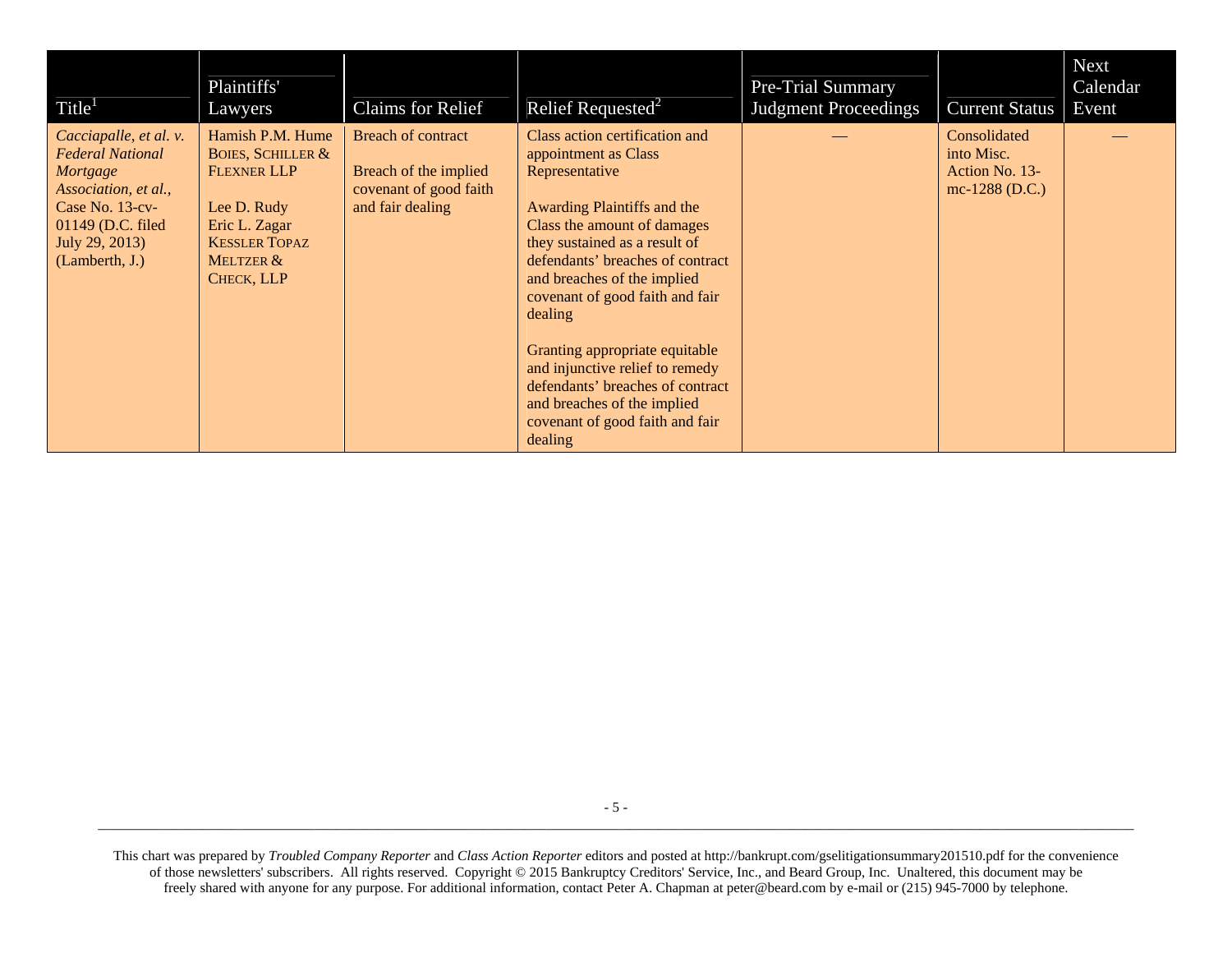| Title[1] | Plaintiffs' Lawyers | Claims for Relief | Relief Requested[2] | Pre-Trial Summary Judgment Proceedings | Current Status | Next Calendar Event |
|---|---|---|---|---|---|---|
| *Cacciapalle, et al. v. Federal National Mortgage Association, et al.*, Case No. 13-cv-01149 (D.C. filed July 29, 2013) (Lamberth, J.) | Hamish P.M. Hume<br>BOIES, SCHILLER & FLEXNER LLP<br><br>Lee D. Rudy<br>Eric L. Zagar<br>KESSLER TOPAZ MELTZER & CHECK, LLP | Breach of contract<br><br>Breach of the implied covenant of good faith and fair dealing | Class action certification and appointment as Class Representative<br><br>Awarding Plaintiffs and the Class the amount of damages they sustained as a result of defendants' breaches of contract and breaches of the implied covenant of good faith and fair dealing<br><br>Granting appropriate equitable and injunctive relief to remedy defendants' breaches of contract and breaches of the implied covenant of good faith and fair dealing | — | Consolidated into Misc. Action No. 13-mc-1288 (D.C.) | — |

This chart was prepared by *Troubled Company Reporter* and *Class Action Reporter* editors and posted at http://bankrupt.com/gselitigationsummary201510.pdf for the convenience of those newsletters' subscribers. All rights reserved. Copyright © 2015 Bankruptcy Creditors' Service, Inc., and Beard Group, Inc. Unaltered, this document may be freely shared with anyone for any purpose. For additional information, contact Peter A. Chapman at peter@beard.com by e-mail or (215) 945-7000 by telephone.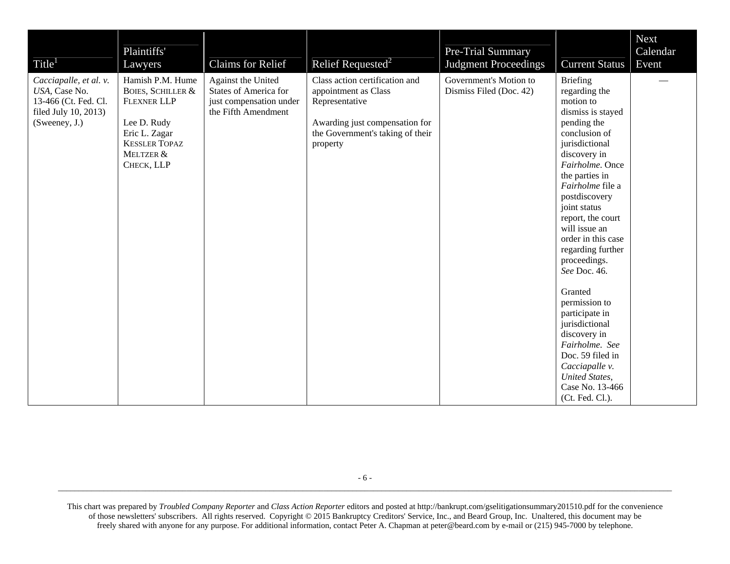| Title[1] | Plaintiffs' Lawyers | Claims for Relief | Relief Requested[2] | Pre-Trial Summary Judgment Proceedings | Current Status | Next Calendar Event |
|---|---|---|---|---|---|---|
| *Cacciapalle, et al. v. USA*, Case No. 13-466 (Ct. Fed. Cl. filed July 10, 2013) (Sweeney, J.) | Hamish P.M. Hume BOIES, SCHILLER & FLEXNER LLP<br><br>Lee D. Rudy<br>Eric L. Zagar<br>KESSLER TOPAZ MELTZER & CHECK, LLP | Against the United States of America for just compensation under the Fifth Amendment | Class action certification and appointment as Class Representative<br><br>Awarding just compensation for the Government's taking of their property | Government's Motion to Dismiss Filed (Doc. 42) | Briefing regarding the motion to dismiss is stayed pending the conclusion of jurisdictional discovery in *Fairholme*. Once the parties in *Fairholme* file a postdiscovery joint status report, the court will issue an order in this case regarding further proceedings. *See* Doc. 46.<br><br>Granted permission to participate in jurisdictional discovery in *Fairholme*. *See* Doc. 59 filed in *Cacciapalle v. United States*, Case No. 13-466 (Ct. Fed. Cl.). | — |

This chart was prepared by *Troubled Company Reporter* and *Class Action Reporter* editors and posted at http://bankrupt.com/gselitigationsummary201510.pdf for the convenience of those newsletters' subscribers. All rights reserved. Copyright © 2015 Bankruptcy Creditors' Service, Inc., and Beard Group, Inc. Unaltered, this document may be freely shared with anyone for any purpose. For additional information, contact Peter A. Chapman at peter@beard.com by e-mail or (215) 945-7000 by telephone.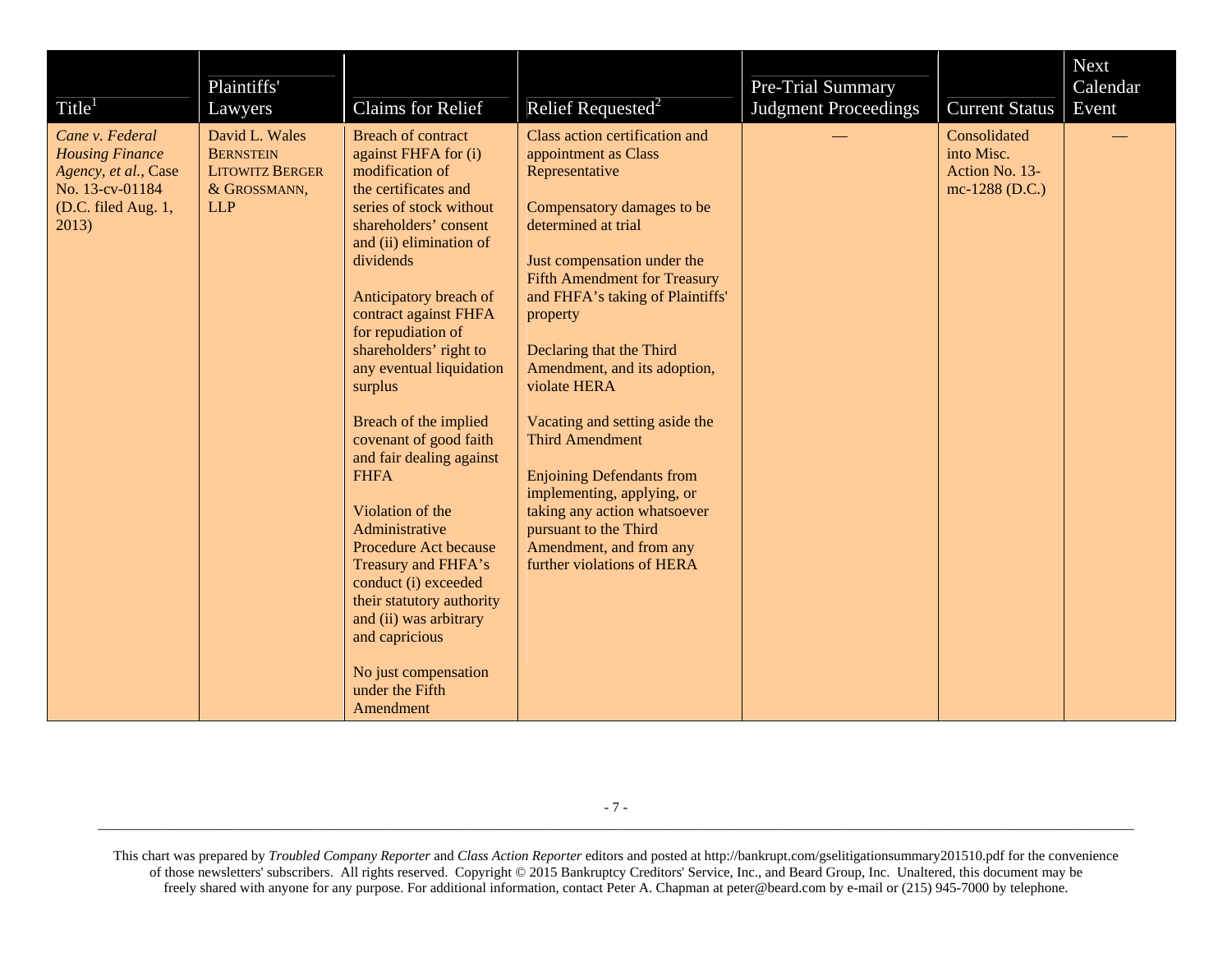| Title[1] | Plaintiffs' Lawyers | Claims for Relief | Relief Requested[2] | Pre-Trial Summary Judgment Proceedings | Current Status | Next Calendar Event |
|---|---|---|---|---|---|---|
| *Cane v. Federal Housing Finance Agency, et al.*, Case No. 13-cv-01184 (D.C. filed Aug. 1, 2013) | David L. Wales BERNSTEIN LITOWITZ BERGER & GROSSMANN, LLP | Breach of contract against FHFA for (i) modification of the certificates and series of stock without shareholders' consent and (ii) elimination of dividends<br><br>Anticipatory breach of contract against FHFA for repudiation of shareholders' right to any eventual liquidation surplus<br><br>Breach of the implied covenant of good faith and fair dealing against FHFA<br><br>Violation of the Administrative Procedure Act because Treasury and FHFA's conduct (i) exceeded their statutory authority and (ii) was arbitrary and capricious<br><br>No just compensation under the Fifth Amendment | Class action certification and appointment as Class Representative<br><br>Compensatory damages to be determined at trial<br><br>Just compensation under the Fifth Amendment for Treasury and FHFA's taking of Plaintiffs' property<br><br>Declaring that the Third Amendment, and its adoption, violate HERA<br><br>Vacating and setting aside the Third Amendment<br><br>Enjoining Defendants from implementing, applying, or taking any action whatsoever pursuant to the Third Amendment, and from any further violations of HERA | — | Consolidated into Misc. Action No. 13-mc-1288 (D.C.) | — |

This chart was prepared by *Troubled Company Reporter* and *Class Action Reporter* editors and posted at http://bankrupt.com/gselitigationsummary201510.pdf for the convenience of those newsletters' subscribers. All rights reserved. Copyright © 2015 Bankruptcy Creditors' Service, Inc., and Beard Group, Inc. Unaltered, this document may be freely shared with anyone for any purpose. For additional information, contact Peter A. Chapman at peter@beard.com by e-mail or (215) 945-7000 by telephone.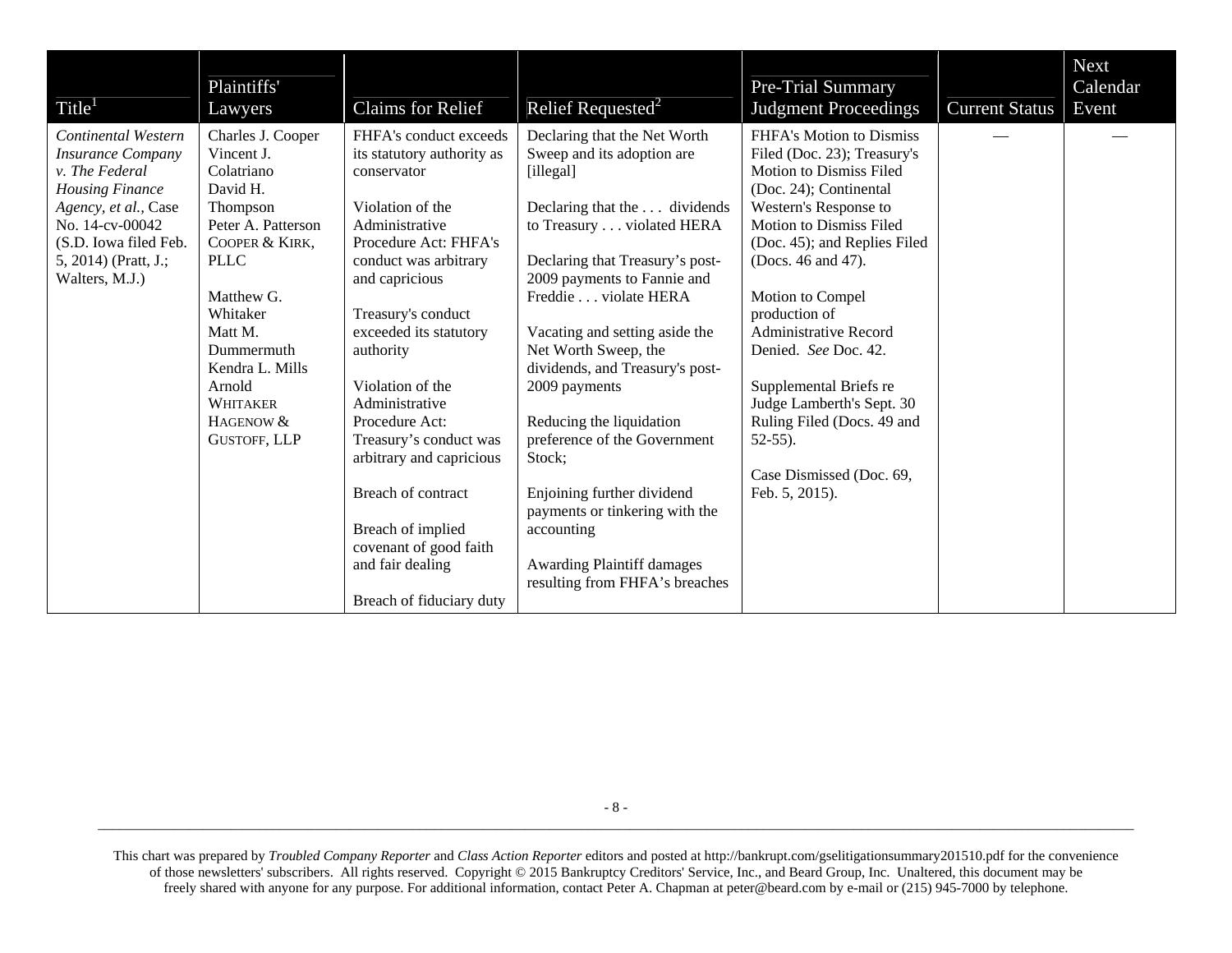| Title[1] | Plaintiffs' Lawyers | Claims for Relief | Relief Requested[2] | Pre-Trial Summary Judgment Proceedings | Current Status | Next Calendar Event |
|---|---|---|---|---|---|---|
| *Continental Western Insurance Company v. The Federal Housing Finance Agency, et al.*, Case No. 14-cv-00042 (S.D. Iowa filed Feb. 5, 2014) (Pratt, J.; Walters, M.J.) | Charles J. Cooper<br>Vincent J. Colatriano<br>David H. Thompson<br>Peter A. Patterson<br>COOPER & KIRK, PLLC<br><br>Matthew G. Whitaker<br>Matt M. Dummermuth<br>Kendra L. Mills Arnold<br>WHITAKER HAGENOW & GUSTOFF, LLP | FHFA's conduct exceeds its statutory authority as conservator<br><br>Violation of the Administrative Procedure Act: FHFA's conduct was arbitrary and capricious<br><br>Treasury's conduct exceeded its statutory authority<br><br>Violation of the Administrative Procedure Act: Treasury's conduct was arbitrary and capricious<br><br>Breach of contract<br><br>Breach of implied covenant of good faith and fair dealing<br><br>Breach of fiduciary duty | Declaring that the Net Worth Sweep and its adoption are [illegal]<br><br>Declaring that the . . . dividends to Treasury . . . violated HERA<br><br>Declaring that Treasury's post-2009 payments to Fannie and Freddie . . . violate HERA<br><br>Vacating and setting aside the Net Worth Sweep, the dividends, and Treasury's post-2009 payments<br><br>Reducing the liquidation preference of the Government Stock;<br><br>Enjoining further dividend payments or tinkering with the accounting<br><br>Awarding Plaintiff damages resulting from FHFA's breaches | FHFA's Motion to Dismiss Filed (Doc. 23); Treasury's Motion to Dismiss Filed (Doc. 24); Continental Western's Response to Motion to Dismiss Filed (Doc. 45); and Replies Filed (Docs. 46 and 47).<br><br>Motion to Compel production of Administrative Record Denied. *See* Doc. 42.<br><br>Supplemental Briefs re Judge Lamberth's Sept. 30 Ruling Filed (Docs. 49 and 52-55).<br><br>Case Dismissed (Doc. 69, Feb. 5, 2015). | — | — |

This chart was prepared by *Troubled Company Reporter* and *Class Action Reporter* editors and posted at http://bankrupt.com/gselitigationsummary201510.pdf for the convenience of those newsletters' subscribers. All rights reserved. Copyright © 2015 Bankruptcy Creditors' Service, Inc., and Beard Group, Inc. Unaltered, this document may be freely shared with anyone for any purpose. For additional information, contact Peter A. Chapman at peter@beard.com by e-mail or (215) 945-7000 by telephone.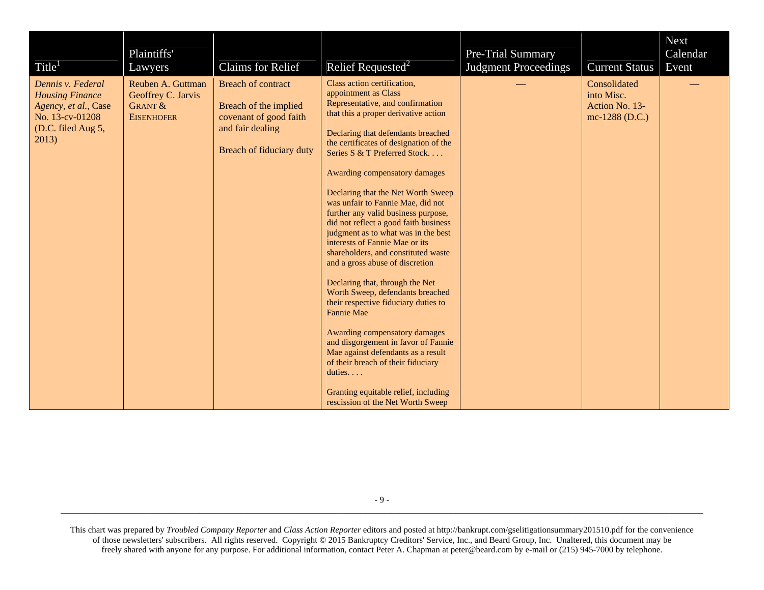| Title[1] | Plaintiffs' Lawyers | Claims for Relief | Relief Requested[2] | Pre-Trial Summary Judgment Proceedings | Current Status | Next Calendar Event |
|---|---|---|---|---|---|---|
| *Dennis v. Federal Housing Finance Agency, et al.*, Case No. 13-cv-01208 (D.C. filed Aug 5, 2013) | Reuben A. Guttman<br>Geoffrey C. Jarvis<br>GRANT & EISENHOFER | Breach of contract<br><br>Breach of the implied covenant of good faith and fair dealing<br><br>Breach of fiduciary duty | Class action certification, appointment as Class Representative, and confirmation that this a proper derivative action<br><br>Declaring that defendants breached the certificates of designation of the Series S & T Preferred Stock. . . .<br><br>Awarding compensatory damages<br><br>Declaring that the Net Worth Sweep was unfair to Fannie Mae, did not further any valid business purpose, did not reflect a good faith business judgment as to what was in the best interests of Fannie Mae or its shareholders, and constituted waste and a gross abuse of discretion<br><br>Declaring that, through the Net Worth Sweep, defendants breached their respective fiduciary duties to Fannie Mae<br><br>Awarding compensatory damages and disgorgement in favor of Fannie Mae against defendants as a result of their breach of their fiduciary duties. . . .<br><br>Granting equitable relief, including rescission of the Net Worth Sweep | — | Consolidated into Misc. Action No. 13-mc-1288 (D.C.) | — |

This chart was prepared by *Troubled Company Reporter* and *Class Action Reporter* editors and posted at http://bankrupt.com/gselitigationsummary201510.pdf for the convenience of those newsletters' subscribers. All rights reserved. Copyright © 2015 Bankruptcy Creditors' Service, Inc., and Beard Group, Inc. Unaltered, this document may be freely shared with anyone for any purpose. For additional information, contact Peter A. Chapman at peter@beard.com by e-mail or (215) 945-7000 by telephone.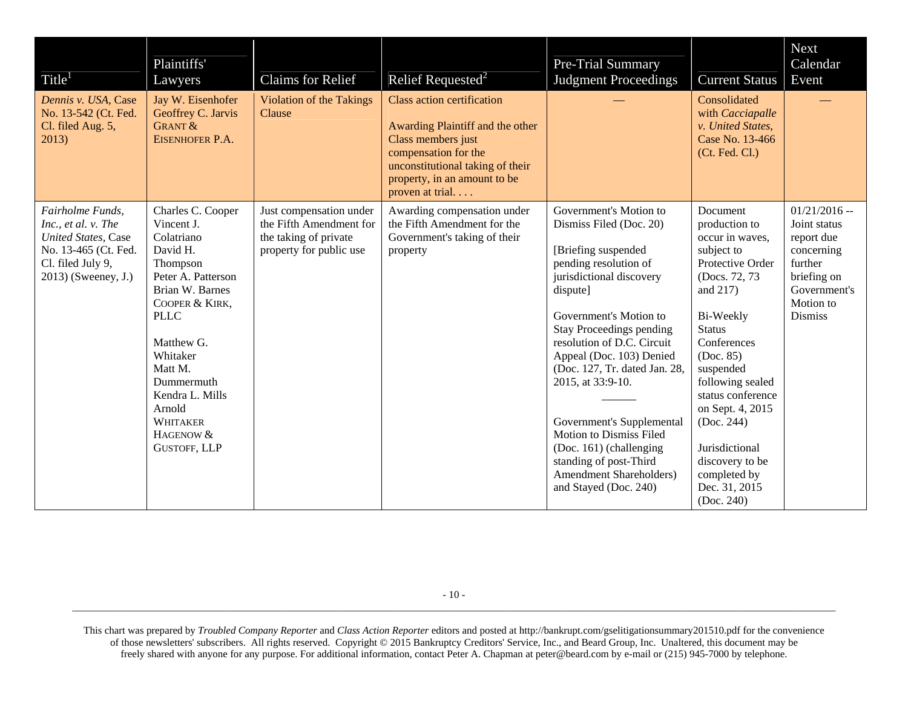| Title[1] | Plaintiffs' Lawyers | Claims for Relief | Relief Requested[2] | Pre-Trial Summary Judgment Proceedings | Current Status | Next Calendar Event |
|---|---|---|---|---|---|---|
| *Dennis v. USA*, Case No. 13-542 (Ct. Fed. Cl. filed Aug. 5, 2013) | Jay W. Eisenhofer<br>Geoffrey C. Jarvis<br>GRANT & EISENHOFER P.A. | Violation of the Takings Clause | Class action certification<br><br>Awarding Plaintiff and the other Class members just compensation for the unconstitutional taking of their property, in an amount to be proven at trial. . . . | — | Consolidated with *Cacciapalle v. United States*, Case No. 13-466 (Ct. Fed. Cl.) | — |
| *Fairholme Funds, Inc., et al. v. The United States*, Case No. 13-465 (Ct. Fed. Cl. filed July 9, 2013) (Sweeney, J.) | Charles C. Cooper<br>Vincent J. Colatriano<br>David H. Thompson<br>Peter A. Patterson<br>Brian W. Barnes<br>COOPER & KIRK, PLLC<br><br>Matthew G. Whitaker<br>Matt M. Dummermuth<br>Kendra L. Mills Arnold<br>WHITAKER HAGENOW & GUSTOFF, LLP | Just compensation under the Fifth Amendment for the taking of private property for public use | Awarding compensation under the Fifth Amendment for the Government's taking of their property | Government's Motion to Dismiss Filed (Doc. 20)<br><br>[Briefing suspended pending resolution of jurisdictional discovery dispute]<br><br>Government's Motion to Stay Proceedings pending resolution of D.C. Circuit Appeal (Doc. 103) Denied (Doc. 127, Tr. dated Jan. 28, 2015, at 33:9-10.<br><br>———<br><br>Government's Supplemental Motion to Dismiss Filed (Doc. 161) (challenging standing of post-Third Amendment Shareholders) and Stayed (Doc. 240) | Document production to occur in waves, subject to Protective Order (Docs. 72, 73 and 217)<br><br>Bi-Weekly Status Conferences (Doc. 85) suspended following sealed status conference on Sept. 4, 2015 (Doc. 244)<br><br>Jurisdictional discovery to be completed by Dec. 31, 2015 (Doc. 240) | 01/21/2016 -- Joint status report due concerning further briefing on Government's Motion to Dismiss |

This chart was prepared by *Troubled Company Reporter* and *Class Action Reporter* editors and posted at http://bankrupt.com/gselitigationsummary201510.pdf for the convenience of those newsletters' subscribers. All rights reserved. Copyright © 2015 Bankruptcy Creditors' Service, Inc., and Beard Group, Inc. Unaltered, this document may be freely shared with anyone for any purpose. For additional information, contact Peter A. Chapman at peter@beard.com by e-mail or (215) 945-7000 by telephone.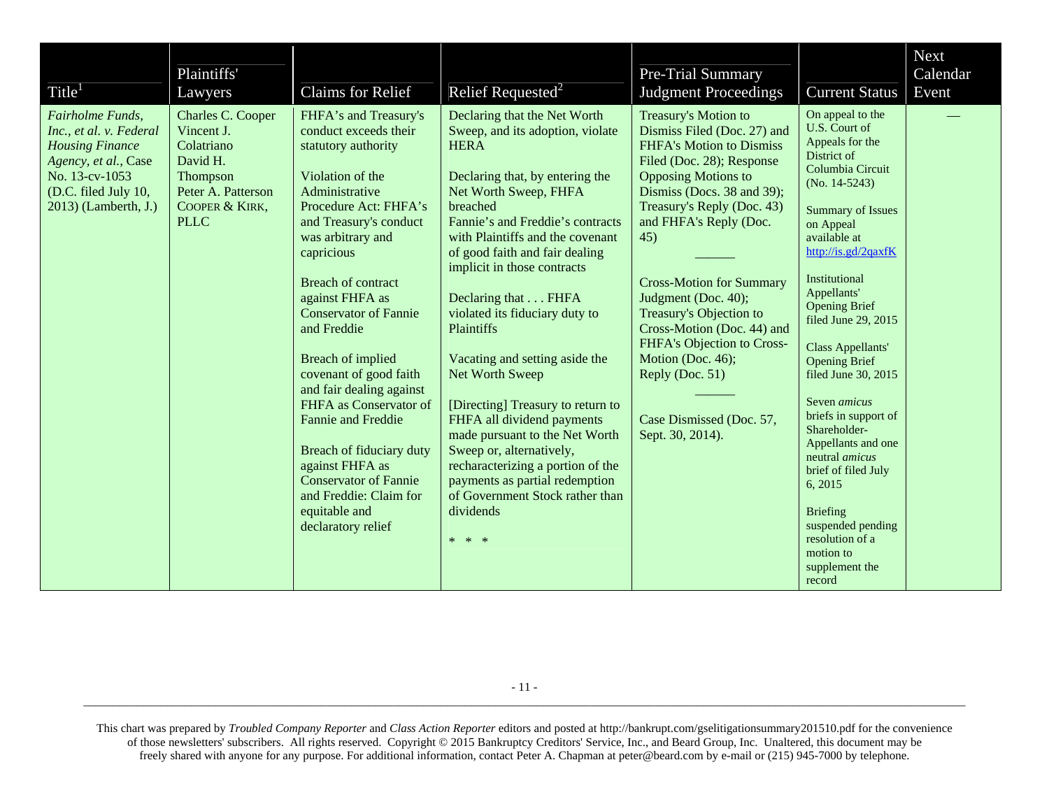| Title[1] | Plaintiffs' Lawyers | Claims for Relief | Relief Requested[2] | Pre-Trial Summary Judgment Proceedings | Current Status | Next Calendar Event |
|---|---|---|---|---|---|---|
| *Fairholme Funds, Inc., et al. v. Federal Housing Finance Agency, et al.*, Case No. 13-cv-1053 (D.C. filed July 10, 2013) (Lamberth, J.) | Charles C. Cooper<br>Vincent J. Colatriano<br>David H. Thompson<br>Peter A. Patterson<br>COOPER & KIRK, PLLC | FHFA's and Treasury's conduct exceeds their statutory authority<br><br>Violation of the Administrative Procedure Act: FHFA's and Treasury's conduct was arbitrary and capricious<br><br>Breach of contract against FHFA as Conservator of Fannie and Freddie<br><br>Breach of implied covenant of good faith and fair dealing against FHFA as Conservator of Fannie and Freddie<br><br>Breach of fiduciary duty against FHFA as Conservator of Fannie and Freddie: Claim for equitable and declaratory relief | Declaring that the Net Worth Sweep, and its adoption, violate HERA<br><br>Declaring that, by entering the Net Worth Sweep, FHFA breached Fannie's and Freddie's contracts with Plaintiffs and the covenant of good faith and fair dealing implicit in those contracts<br><br>Declaring that . . . FHFA violated its fiduciary duty to Plaintiffs<br><br>Vacating and setting aside the Net Worth Sweep<br><br>[Directing] Treasury to return to FHFA all dividend payments made pursuant to the Net Worth Sweep or, alternatively, recharacterizing a portion of the payments as partial redemption of Government Stock rather than dividends<br><br>* * * | Treasury's Motion to Dismiss Filed (Doc. 27) and FHFA's Motion to Dismiss Filed (Doc. 28); Response Opposing Motions to Dismiss (Docs. 38 and 39); Treasury's Reply (Doc. 43) and FHFA's Reply (Doc. 45)<br><br>______<br><br>Cross-Motion for Summary Judgment (Doc. 40); Treasury's Objection to Cross-Motion (Doc. 44) and FHFA's Objection to Cross-Motion (Doc. 46); Reply (Doc. 51)<br><br>______<br><br>Case Dismissed (Doc. 57, Sept. 30, 2014). | On appeal to the U.S. Court of Appeals for the District of Columbia Circuit (No. 14-5243)<br><br>Summary of Issues on Appeal available at http://is.gd/2qaxfK<br><br>Institutional Appellants' Opening Brief filed June 29, 2015<br><br>Class Appellants' Opening Brief filed June 30, 2015<br><br>Seven *amicus* briefs in support of Shareholder-Appellants and one neutral *amicus* brief of filed July 6, 2015<br><br>Briefing suspended pending resolution of a motion to supplement the record | — |

This chart was prepared by *Troubled Company Reporter* and *Class Action Reporter* editors and posted at http://bankrupt.com/gselitigationsummary201510.pdf for the convenience of those newsletters' subscribers. All rights reserved. Copyright © 2015 Bankruptcy Creditors' Service, Inc., and Beard Group, Inc. Unaltered, this document may be freely shared with anyone for any purpose. For additional information, contact Peter A. Chapman at peter@beard.com by e-mail or (215) 945-7000 by telephone.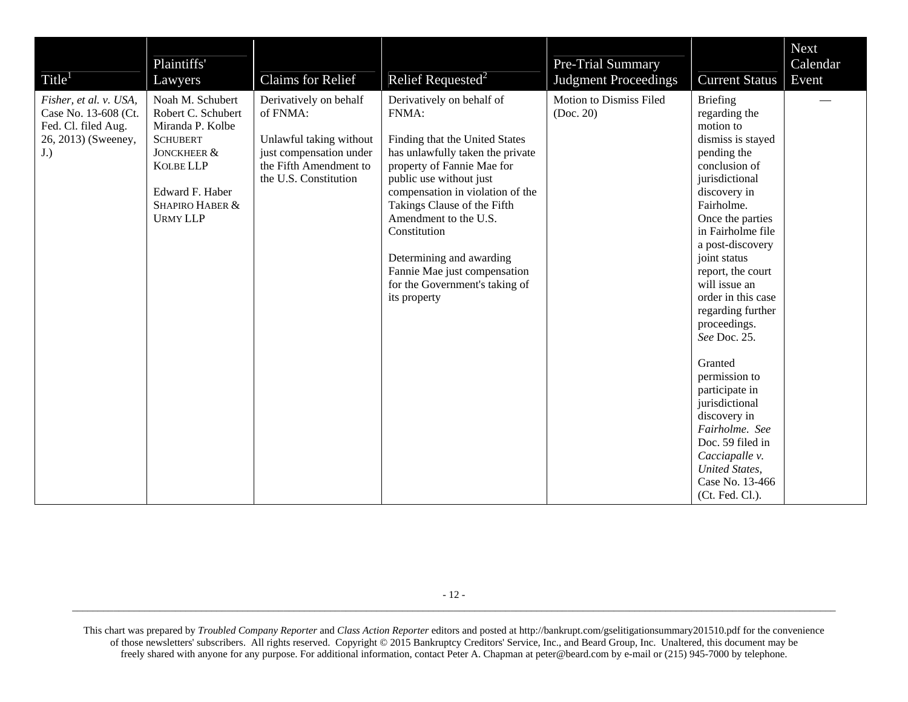| Title[1] | Plaintiffs' Lawyers | Claims for Relief | Relief Requested[2] | Pre-Trial Summary Judgment Proceedings | Current Status | Next Calendar Event |
|---|---|---|---|---|---|---|
| *Fisher, et al. v. USA*, Case No. 13-608 (Ct. Fed. Cl. filed Aug. 26, 2013) (Sweeney, J.) | Noah M. Schubert<br>Robert C. Schubert<br>Miranda P. Kolbe<br>SCHUBERT JONCKHEER & KOLBE LLP<br><br>Edward F. Haber<br>SHAPIRO HABER & URMY LLP | Derivatively on behalf of FNMA:<br><br>Unlawful taking without just compensation under the Fifth Amendment to the U.S. Constitution | Derivatively on behalf of FNMA:<br><br>Finding that the United States has unlawfully taken the private property of Fannie Mae for public use without just compensation in violation of the Takings Clause of the Fifth Amendment to the U.S. Constitution<br><br>Determining and awarding Fannie Mae just compensation for the Government's taking of its property | Motion to Dismiss Filed (Doc. 20) | Briefing regarding the motion to dismiss is stayed pending the conclusion of jurisdictional discovery in Fairholme. Once the parties in Fairholme file a post-discovery joint status report, the court will issue an order in this case regarding further proceedings. *See* Doc. 25.<br><br>Granted permission to participate in jurisdictional discovery in *Fairholme*. *See* Doc. 59 filed in *Cacciapalle v. United States*, Case No. 13-466 (Ct. Fed. Cl.). | — |

This chart was prepared by *Troubled Company Reporter* and *Class Action Reporter* editors and posted at http://bankrupt.com/gselitigationsummary201510.pdf for the convenience of those newsletters' subscribers. All rights reserved. Copyright © 2015 Bankruptcy Creditors' Service, Inc., and Beard Group, Inc. Unaltered, this document may be freely shared with anyone for any purpose. For additional information, contact Peter A. Chapman at peter@beard.com by e-mail or (215) 945-7000 by telephone.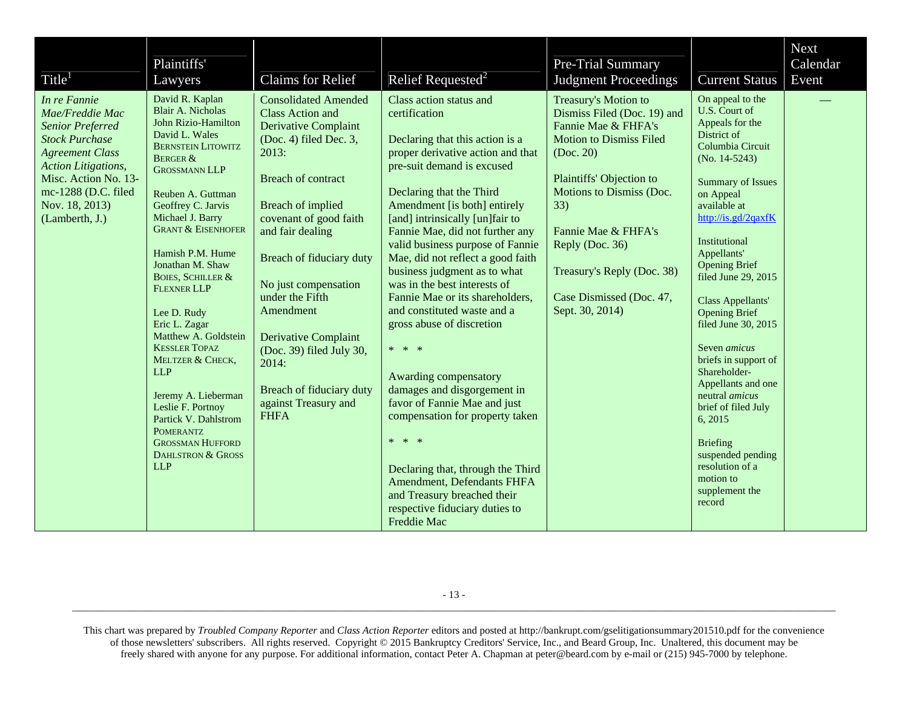| Title[1] | Plaintiffs' Lawyers | Claims for Relief | Relief Requested[2] | Pre-Trial Summary Judgment Proceedings | Current Status | Next Calendar Event |
|---|---|---|---|---|---|---|
| *In re Fannie Mae/Freddie Mac Senior Preferred Stock Purchase Agreement Class Action Litigations*, Misc. Action No. 13-mc-1288 (D.C. filed Nov. 18, 2013) (Lamberth, J.) | David R. Kaplan<br>Blair A. Nicholas<br>John Rizio-Hamilton<br>David L. Wales<br>BERNSTEIN LITOWITZ BERGER & GROSSMANN LLP<br><br>Reuben A. Guttman<br>Geoffrey C. Jarvis<br>Michael J. Barry<br>GRANT & EISENHOFER<br><br>Hamish P.M. Hume<br>Jonathan M. Shaw<br>BOIES, SCHILLER & FLEXNER LLP<br><br>Lee D. Rudy<br>Eric L. Zagar<br>Matthew A. Goldstein<br>KESSLER TOPAZ MELTZER & CHECK, LLP<br><br>Jeremy A. Lieberman<br>Leslie F. Portnoy<br>Partick V. Dahlstrom<br>POMERANTZ GROSSMAN HUFFORD DAHLSTRON & GROSS LLP | Consolidated Amended Class Action and Derivative Complaint (Doc. 4) filed Dec. 3, 2013:<br><br>Breach of contract<br><br>Breach of implied covenant of good faith and fair dealing<br><br>Breach of fiduciary duty<br><br>No just compensation under the Fifth Amendment<br><br>Derivative Complaint (Doc. 39) filed July 30, 2014:<br><br>Breach of fiduciary duty against Treasury and FHFA | Class action status and certification<br><br>Declaring that this action is a proper derivative action and that pre-suit demand is excused<br><br>Declaring that the Third Amendment [is both] entirely [and] intrinsically [un]fair to Fannie Mae, did not further any valid business purpose of Fannie Mae, did not reflect a good faith business judgment as to what was in the best interests of Fannie Mae or its shareholders, and constituted waste and a gross abuse of discretion<br><br>* * *<br><br>Awarding compensatory damages and disgorgement in favor of Fannie Mae and just compensation for property taken<br><br>* * *<br><br>Declaring that, through the Third Amendment, Defendants FHFA and Treasury breached their respective fiduciary duties to Freddie Mac | Treasury's Motion to Dismiss Filed (Doc. 19) and Fannie Mae & FHFA's Motion to Dismiss Filed (Doc. 20)<br><br>Plaintiffs' Objection to Motions to Dismiss (Doc. 33)<br><br>Fannie Mae & FHFA's Reply (Doc. 36)<br><br>Treasury's Reply (Doc. 38)<br><br>Case Dismissed (Doc. 47, Sept. 30, 2014) | On appeal to the U.S. Court of Appeals for the District of Columbia Circuit (No. 14-5243)<br><br>Summary of Issues on Appeal available at http://is.gd/2qaxfK<br><br>Institutional Appellants' Opening Brief filed June 29, 2015<br><br>Class Appellants' Opening Brief filed June 30, 2015<br><br>Seven *amicus* briefs in support of Shareholder-Appellants and one neutral *amicus* brief of filed July 6, 2015<br><br>Briefing suspended pending resolution of a motion to supplement the record | — |

This chart was prepared by *Troubled Company Reporter* and *Class Action Reporter* editors and posted at http://bankrupt.com/gselitigationsummary201510.pdf for the convenience of those newsletters' subscribers. All rights reserved. Copyright © 2015 Bankruptcy Creditors' Service, Inc., and Beard Group, Inc. Unaltered, this document may be freely shared with anyone for any purpose. For additional information, contact Peter A. Chapman at peter@beard.com by e-mail or (215) 945-7000 by telephone.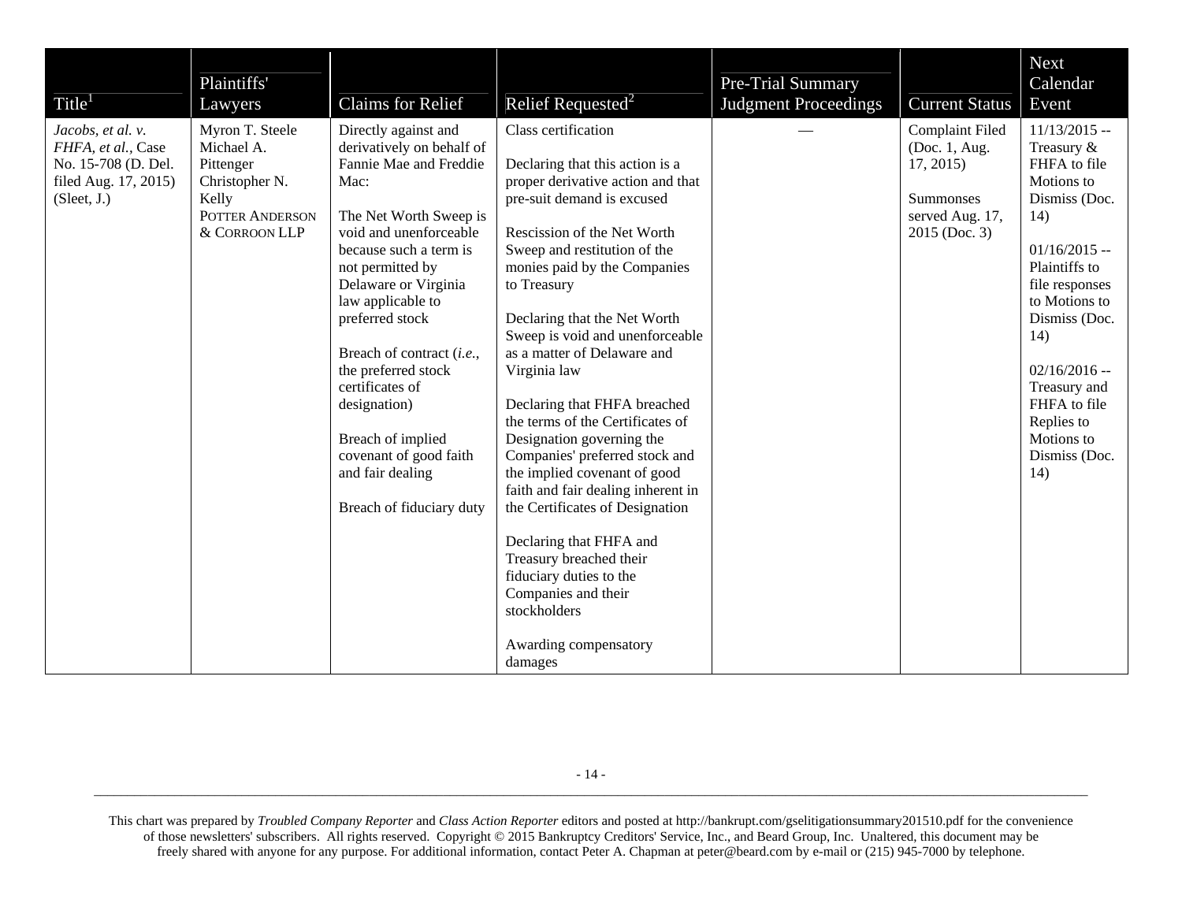| Title[1] | Plaintiffs' Lawyers | Claims for Relief | Relief Requested[2] | Pre-Trial Summary Judgment Proceedings | Current Status | Next Calendar Event |
|---|---|---|---|---|---|---|
| *Jacobs, et al. v. FHFA, et al.*, Case No. 15-708 (D. Del. filed Aug. 17, 2015) (Sleet, J.) | Myron T. Steele<br>Michael A. Pittenger<br>Christopher N. Kelly<br>POTTER ANDERSON & CORROON LLP | Directly against and derivatively on behalf of Fannie Mae and Freddie Mac:<br><br>The Net Worth Sweep is void and unenforceable because such a term is not permitted by Delaware or Virginia law applicable to preferred stock<br><br>Breach of contract (*i.e.*, the preferred stock certificates of designation)<br><br>Breach of implied covenant of good faith and fair dealing<br><br>Breach of fiduciary duty | Class certification<br><br>Declaring that this action is a proper derivative action and that pre-suit demand is excused<br><br>Rescission of the Net Worth Sweep and restitution of the monies paid by the Companies to Treasury<br><br>Declaring that the Net Worth Sweep is void and unenforceable as a matter of Delaware and Virginia law<br><br>Declaring that FHFA breached the terms of the Certificates of Designation governing the Companies' preferred stock and the implied covenant of good faith and fair dealing inherent in the Certificates of Designation<br><br>Declaring that FHFA and Treasury breached their fiduciary duties to the Companies and their stockholders<br><br>Awarding compensatory damages | — | Complaint Filed (Doc. 1, Aug. 17, 2015)<br><br>Summonses served Aug. 17, 2015 (Doc. 3) | 11/13/2015 -- Treasury & FHFA to file Motions to Dismiss (Doc. 14)<br><br>01/16/2015 -- Plaintiffs to file responses to Motions to Dismiss (Doc. 14)<br><br>02/16/2016 -- Treasury and FHFA to file Replies to Motions to Dismiss (Doc. 14) |

This chart was prepared by *Troubled Company Reporter* and *Class Action Reporter* editors and posted at http://bankrupt.com/gselitigationsummary201510.pdf for the convenience of those newsletters' subscribers. All rights reserved. Copyright © 2015 Bankruptcy Creditors' Service, Inc., and Beard Group, Inc. Unaltered, this document may be freely shared with anyone for any purpose. For additional information, contact Peter A. Chapman at peter@beard.com by e-mail or (215) 945-7000 by telephone.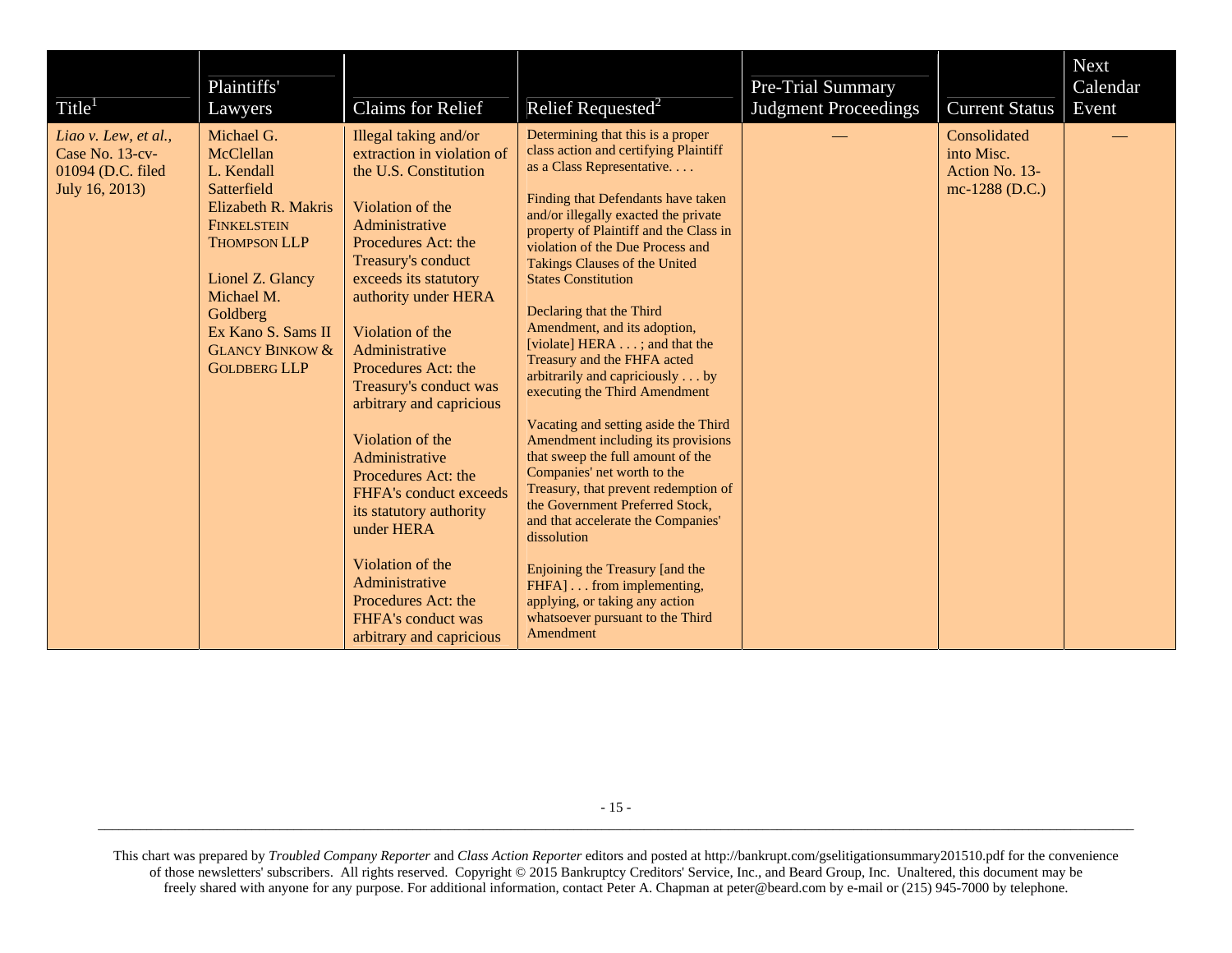| Title[1] | Plaintiffs' Lawyers | Claims for Relief | Relief Requested[2] | Pre-Trial Summary Judgment Proceedings | Current Status | Next Calendar Event |
|---|---|---|---|---|---|---|
| *Liao v. Lew, et al.,* Case No. 13-cv-01094 (D.C. filed July 16, 2013) | Michael G. McClellan<br>L. Kendall Satterfield<br>Elizabeth R. Makris<br>FINKELSTEIN THOMPSON LLP<br><br>Lionel Z. Glancy<br>Michael M. Goldberg<br>Ex Kano S. Sams II<br>GLANCY BINKOW & GOLDBERG LLP | Illegal taking and/or extraction in violation of the U.S. Constitution<br><br>Violation of the Administrative Procedures Act: the Treasury's conduct exceeds its statutory authority under HERA<br><br>Violation of the Administrative Procedures Act: the Treasury's conduct was arbitrary and capricious<br><br>Violation of the Administrative Procedures Act: the FHFA's conduct exceeds its statutory authority under HERA<br><br>Violation of the Administrative Procedures Act: the FHFA's conduct was arbitrary and capricious | Determining that this is a proper class action and certifying Plaintiff as a Class Representative. . . .<br><br>Finding that Defendants have taken and/or illegally exacted the private property of Plaintiff and the Class in violation of the Due Process and Takings Clauses of the United States Constitution<br><br>Declaring that the Third Amendment, and its adoption, [violate] HERA . . . ; and that the Treasury and the FHFA acted arbitrarily and capriciously . . . by executing the Third Amendment<br><br>Vacating and setting aside the Third Amendment including its provisions that sweep the full amount of the Companies' net worth to the Treasury, that prevent redemption of the Government Preferred Stock, and that accelerate the Companies' dissolution<br><br>Enjoining the Treasury [and the FHFA] . . . from implementing, applying, or taking any action whatsoever pursuant to the Third Amendment | — | Consolidated into Misc. Action No. 13-mc-1288 (D.C.) | — |

This chart was prepared by *Troubled Company Reporter* and *Class Action Reporter* editors and posted at http://bankrupt.com/gselitigationsummary201510.pdf for the convenience of those newsletters' subscribers. All rights reserved. Copyright © 2015 Bankruptcy Creditors' Service, Inc., and Beard Group, Inc. Unaltered, this document may be freely shared with anyone for any purpose. For additional information, contact Peter A. Chapman at peter@beard.com by e-mail or (215) 945-7000 by telephone.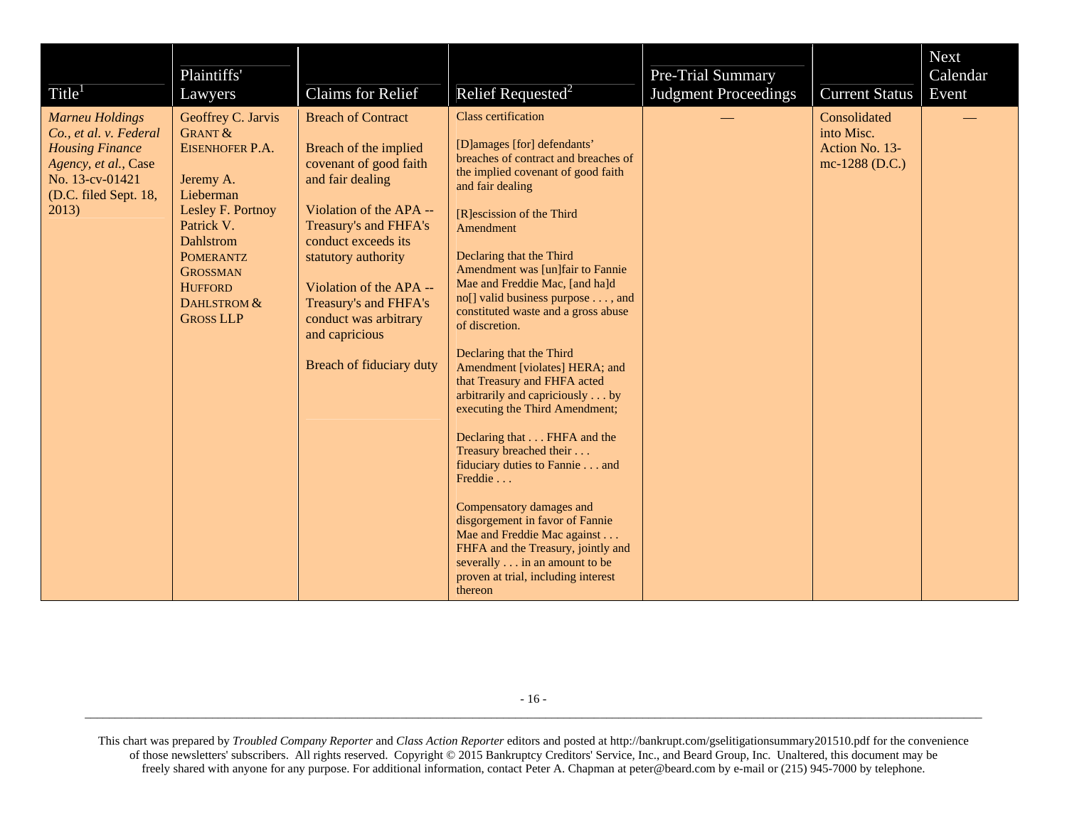| Title[1] | Plaintiffs' Lawyers | Claims for Relief | Relief Requested[2] | Pre-Trial Summary Judgment Proceedings | Current Status | Next Calendar Event |
|---|---|---|---|---|---|---|
| *Marneu Holdings Co., et al. v. Federal Housing Finance Agency, et al.*, Case No. 13-cv-01421 (D.C. filed Sept. 18, 2013) | Geoffrey C. Jarvis GRANT & EISENHOFER P.A.<br><br>Jeremy A. Lieberman<br>Lesley F. Portnoy<br>Patrick V. Dahlstrom<br>POMERANTZ GROSSMAN HUFFORD DAHLSTROM & GROSS LLP | Breach of Contract<br><br>Breach of the implied covenant of good faith and fair dealing<br><br>Violation of the APA -- Treasury's and FHFA's conduct exceeds its statutory authority<br><br>Violation of the APA -- Treasury's and FHFA's conduct was arbitrary and capricious<br><br>Breach of fiduciary duty | Class certification<br><br>[D]amages [for] defendants' breaches of contract and breaches of the implied covenant of good faith and fair dealing<br><br>[R]escission of the Third Amendment<br><br>Declaring that the Third Amendment was [un]fair to Fannie Mae and Freddie Mac, [and ha]d no[] valid business purpose . . . , and constituted waste and a gross abuse of discretion.<br><br>Declaring that the Third Amendment [violates] HERA; and that Treasury and FHFA acted arbitrarily and capriciously . . . by executing the Third Amendment;<br><br>Declaring that . . . FHFA and the Treasury breached their . . . fiduciary duties to Fannie . . . and Freddie . . .<br><br>Compensatory damages and disgorgement in favor of Fannie Mae and Freddie Mac against . . . FHFA and the Treasury, jointly and severally . . . in an amount to be proven at trial, including interest thereon | — | Consolidated into Misc. Action No. 13-mc-1288 (D.C.) | — |

This chart was prepared by *Troubled Company Reporter* and *Class Action Reporter* editors and posted at http://bankrupt.com/gselitigationsummary201510.pdf for the convenience of those newsletters' subscribers. All rights reserved. Copyright © 2015 Bankruptcy Creditors' Service, Inc., and Beard Group, Inc. Unaltered, this document may be freely shared with anyone for any purpose. For additional information, contact Peter A. Chapman at peter@beard.com by e-mail or (215) 945-7000 by telephone.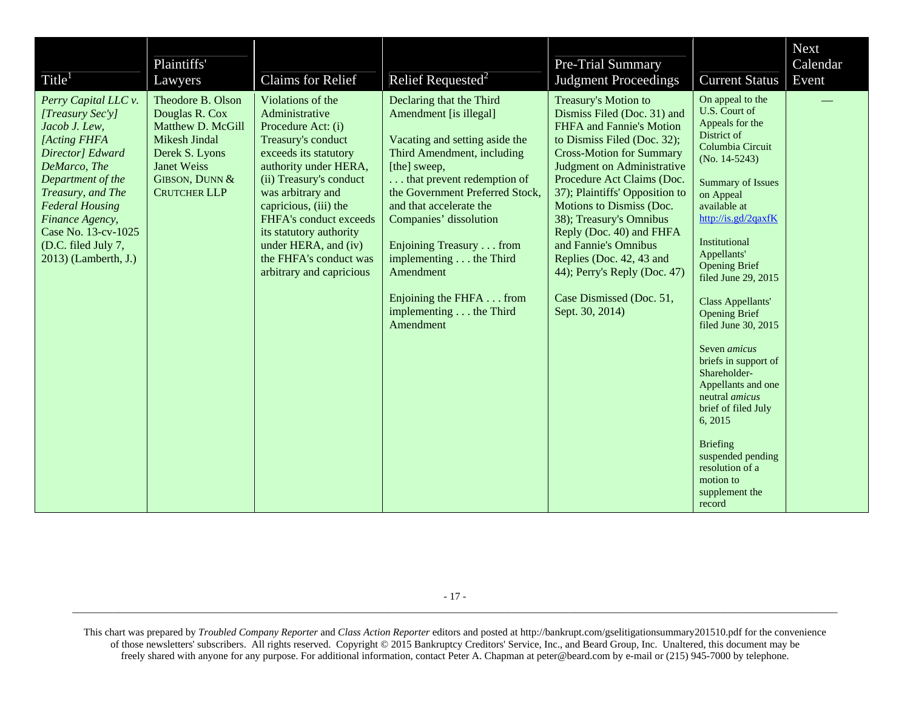| Title[1] | Plaintiffs' Lawyers | Claims for Relief | Relief Requested[2] | Pre-Trial Summary Judgment Proceedings | Current Status | Next Calendar Event |
|---|---|---|---|---|---|---|
| *Perry Capital LLC v. [Treasury Sec'y] Jacob J. Lew, [Acting FHFA Director] Edward DeMarco, The Department of the Treasury, and The Federal Housing Finance Agency*, Case No. 13-cv-1025 (D.C. filed July 7, 2013) (Lamberth, J.) | Theodore B. Olson<br>Douglas R. Cox<br>Matthew D. McGill<br>Mikesh Jindal<br>Derek S. Lyons<br>Janet Weiss<br>GIBSON, DUNN & CRUTCHER LLP | Violations of the Administrative Procedure Act: (i) Treasury's conduct exceeds its statutory authority under HERA, (ii) Treasury's conduct was arbitrary and capricious, (iii) the FHFA's conduct exceeds its statutory authority under HERA, and (iv) the FHFA's conduct was arbitrary and capricious | Declaring that the Third Amendment [is illegal]<br><br>Vacating and setting aside the Third Amendment, including [the] sweep, . . . that prevent redemption of the Government Preferred Stock, and that accelerate the Companies' dissolution<br><br>Enjoining Treasury . . . from implementing . . . the Third Amendment<br><br>Enjoining the FHFA . . . from implementing . . . the Third Amendment | Treasury's Motion to Dismiss Filed (Doc. 31) and FHFA and Fannie's Motion to Dismiss Filed (Doc. 32); Cross-Motion for Summary Judgment on Administrative Procedure Act Claims (Doc. 37); Plaintiffs' Opposition to Motions to Dismiss (Doc. 38); Treasury's Omnibus Reply (Doc. 40) and FHFA and Fannie's Omnibus Replies (Doc. 42, 43 and 44); Perry's Reply (Doc. 47)<br><br>Case Dismissed (Doc. 51, Sept. 30, 2014) | On appeal to the U.S. Court of Appeals for the District of Columbia Circuit (No. 14-5243)<br><br>Summary of Issues on Appeal available at http://is.gd/2qaxfK<br><br>Institutional Appellants' Opening Brief filed June 29, 2015<br><br>Class Appellants' Opening Brief filed June 30, 2015<br><br>Seven *amicus* briefs in support of Shareholder-Appellants and one neutral *amicus* brief of filed July 6, 2015<br><br>Briefing suspended pending resolution of a motion to supplement the record | — |

This chart was prepared by *Troubled Company Reporter* and *Class Action Reporter* editors and posted at http://bankrupt.com/gselitigationsummary201510.pdf for the convenience of those newsletters' subscribers. All rights reserved. Copyright © 2015 Bankruptcy Creditors' Service, Inc., and Beard Group, Inc. Unaltered, this document may be freely shared with anyone for any purpose. For additional information, contact Peter A. Chapman at peter@beard.com by e-mail or (215) 945-7000 by telephone.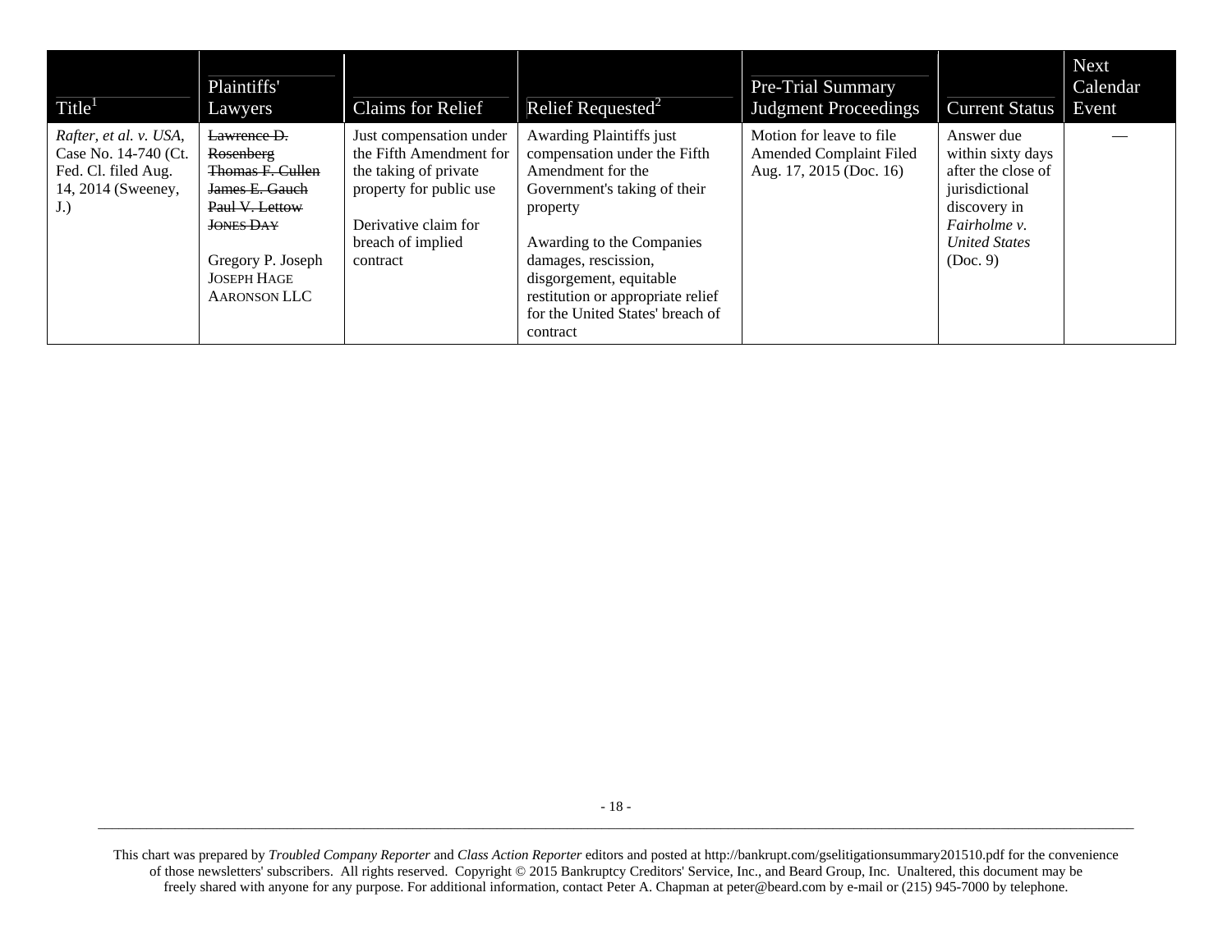| Title[1] | Plaintiffs' Lawyers | Claims for Relief | Relief Requested[2] | Pre-Trial Summary Judgment Proceedings | Current Status | Next Calendar Event |
|---|---|---|---|---|---|---|
| *Rafter, et al. v. USA*, Case No. 14-740 (Ct. Fed. Cl. filed Aug. 14, 2014 (Sweeney, J.) | ~~Lawrence D. Rosenberg~~<br>~~Thomas F. Cullen~~<br>~~James E. Gauch~~<br>~~Paul V. Lettow~~<br>~~JONES DAY~~<br><br>Gregory P. Joseph<br>JOSEPH HAGE AARONSON LLC | Just compensation under the Fifth Amendment for the taking of private property for public use<br><br>Derivative claim for breach of implied contract | Awarding Plaintiffs just compensation under the Fifth Amendment for the Government's taking of their property<br><br>Awarding to the Companies damages, rescission, disgorgement, equitable restitution or appropriate relief for the United States' breach of contract | Motion for leave to file Amended Complaint Filed Aug. 17, 2015 (Doc. 16) | Answer due within sixty days after the close of jurisdictional discovery in *Fairholme v. United States* (Doc. 9) | — |

This chart was prepared by *Troubled Company Reporter* and *Class Action Reporter* editors and posted at http://bankrupt.com/gselitigationsummary201510.pdf for the convenience of those newsletters' subscribers. All rights reserved. Copyright © 2015 Bankruptcy Creditors' Service, Inc., and Beard Group, Inc. Unaltered, this document may be freely shared with anyone for any purpose. For additional information, contact Peter A. Chapman at peter@beard.com by e-mail or (215) 945-7000 by telephone.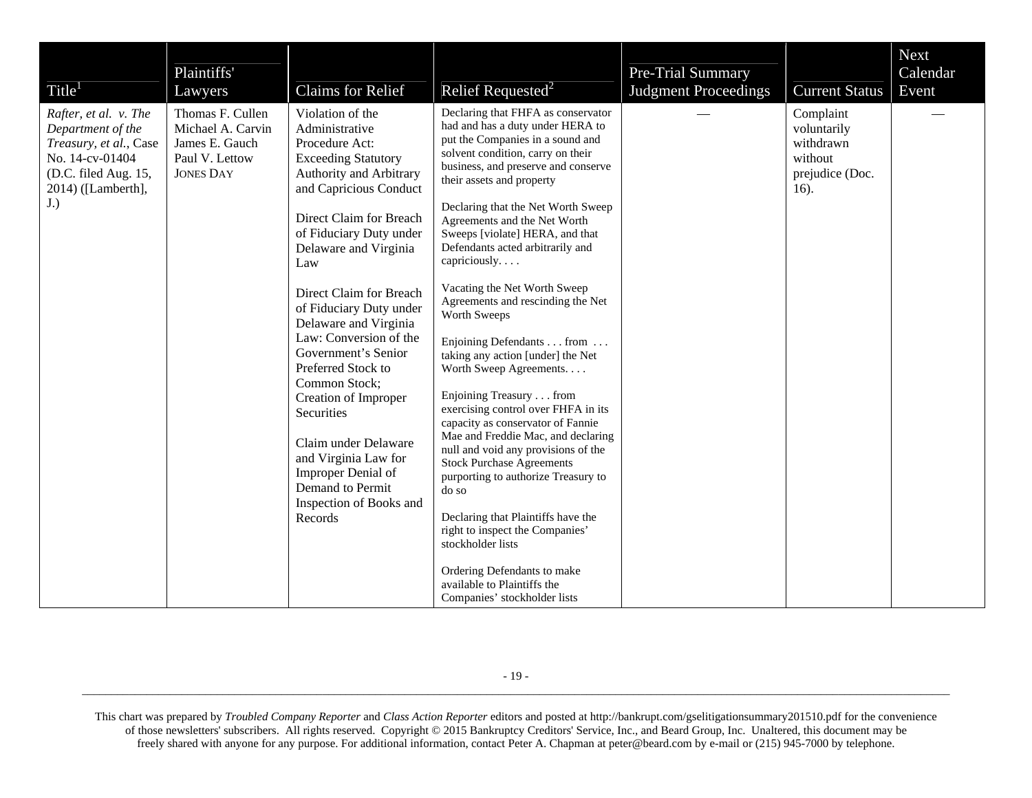| Title[1] | Plaintiffs' Lawyers | Claims for Relief | Relief Requested[2] | Pre-Trial Summary Judgment Proceedings | Current Status | Next Calendar Event |
|---|---|---|---|---|---|---|
| *Rafter, et al. v. The Department of the Treasury, et al.*, Case No. 14-cv-01404 (D.C. filed Aug. 15, 2014) ([Lamberth], J.) | Thomas F. Cullen<br>Michael A. Carvin<br>James E. Gauch<br>Paul V. Lettow<br>JONES DAY | Violation of the Administrative Procedure Act: Exceeding Statutory Authority and Arbitrary and Capricious Conduct<br><br>Direct Claim for Breach of Fiduciary Duty under Delaware and Virginia Law<br><br>Direct Claim for Breach of Fiduciary Duty under Delaware and Virginia Law: Conversion of the Government's Senior Preferred Stock to Common Stock; Creation of Improper Securities<br><br>Claim under Delaware and Virginia Law for Improper Denial of Demand to Permit Inspection of Books and Records | Declaring that FHFA as conservator had and has a duty under HERA to put the Companies in a sound and solvent condition, carry on their business, and preserve and conserve their assets and property<br><br>Declaring that the Net Worth Sweep Agreements and the Net Worth Sweeps [violate] HERA, and that Defendants acted arbitrarily and capriciously. . . .<br><br>Vacating the Net Worth Sweep Agreements and rescinding the Net Worth Sweeps<br><br>Enjoining Defendants . . . from . . . taking any action [under] the Net Worth Sweep Agreements. . . .<br><br>Enjoining Treasury . . . from exercising control over FHFA in its capacity as conservator of Fannie Mae and Freddie Mac, and declaring null and void any provisions of the Stock Purchase Agreements purporting to authorize Treasury to do so<br><br>Declaring that Plaintiffs have the right to inspect the Companies' stockholder lists<br><br>Ordering Defendants to make available to Plaintiffs the Companies' stockholder lists | — | Complaint voluntarily withdrawn without prejudice (Doc. 16). | — |

This chart was prepared by *Troubled Company Reporter* and *Class Action Reporter* editors and posted at http://bankrupt.com/gselitigationsummary201510.pdf for the convenience of those newsletters' subscribers. All rights reserved. Copyright © 2015 Bankruptcy Creditors' Service, Inc., and Beard Group, Inc. Unaltered, this document may be freely shared with anyone for any purpose. For additional information, contact Peter A. Chapman at peter@beard.com by e-mail or (215) 945-7000 by telephone.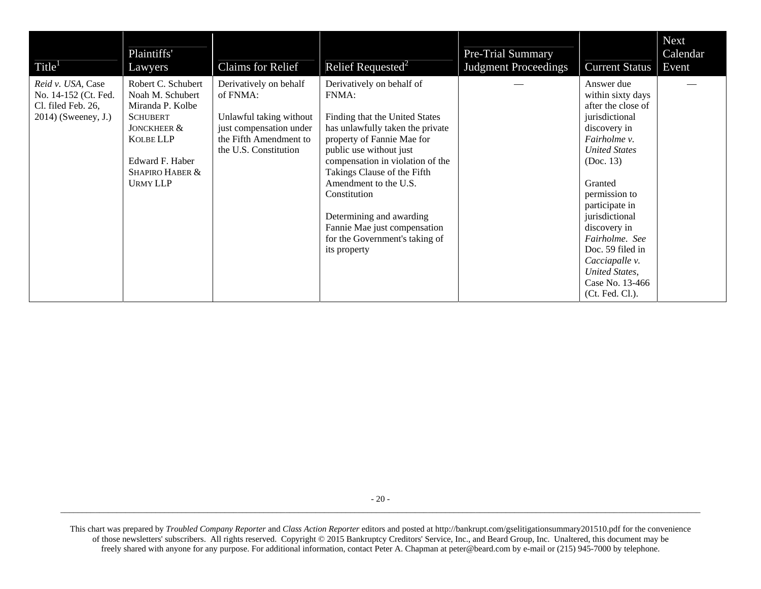| Title[1] | Plaintiffs' Lawyers | Claims for Relief | Relief Requested[2] | Pre-Trial Summary Judgment Proceedings | Current Status | Next Calendar Event |
|---|---|---|---|---|---|---|
| *Reid v. USA*, Case No. 14-152 (Ct. Fed. Cl. filed Feb. 26, 2014) (Sweeney, J.) | Robert C. Schubert<br>Noah M. Schubert<br>Miranda P. Kolbe<br>SCHUBERT JONCKHEER & KOLBE LLP<br><br>Edward F. Haber<br>SHAPIRO HABER & URMY LLP | Derivatively on behalf of FNMA:<br><br>Unlawful taking without just compensation under the Fifth Amendment to the U.S. Constitution | Derivatively on behalf of FNMA:<br><br>Finding that the United States has unlawfully taken the private property of Fannie Mae for public use without just compensation in violation of the Takings Clause of the Fifth Amendment to the U.S. Constitution<br><br>Determining and awarding Fannie Mae just compensation for the Government's taking of its property | — | Answer due within sixty days after the close of jurisdictional discovery in *Fairholme v. United States* (Doc. 13)<br><br>Granted permission to participate in jurisdictional discovery in *Fairholme*. *See* Doc. 59 filed in *Cacciapalle v. United States*, Case No. 13-466 (Ct. Fed. Cl.). | — |

This chart was prepared by *Troubled Company Reporter* and *Class Action Reporter* editors and posted at http://bankrupt.com/gselitigationsummary201510.pdf for the convenience of those newsletters' subscribers. All rights reserved. Copyright © 2015 Bankruptcy Creditors' Service, Inc., and Beard Group, Inc. Unaltered, this document may be freely shared with anyone for any purpose. For additional information, contact Peter A. Chapman at peter@beard.com by e-mail or (215) 945-7000 by telephone.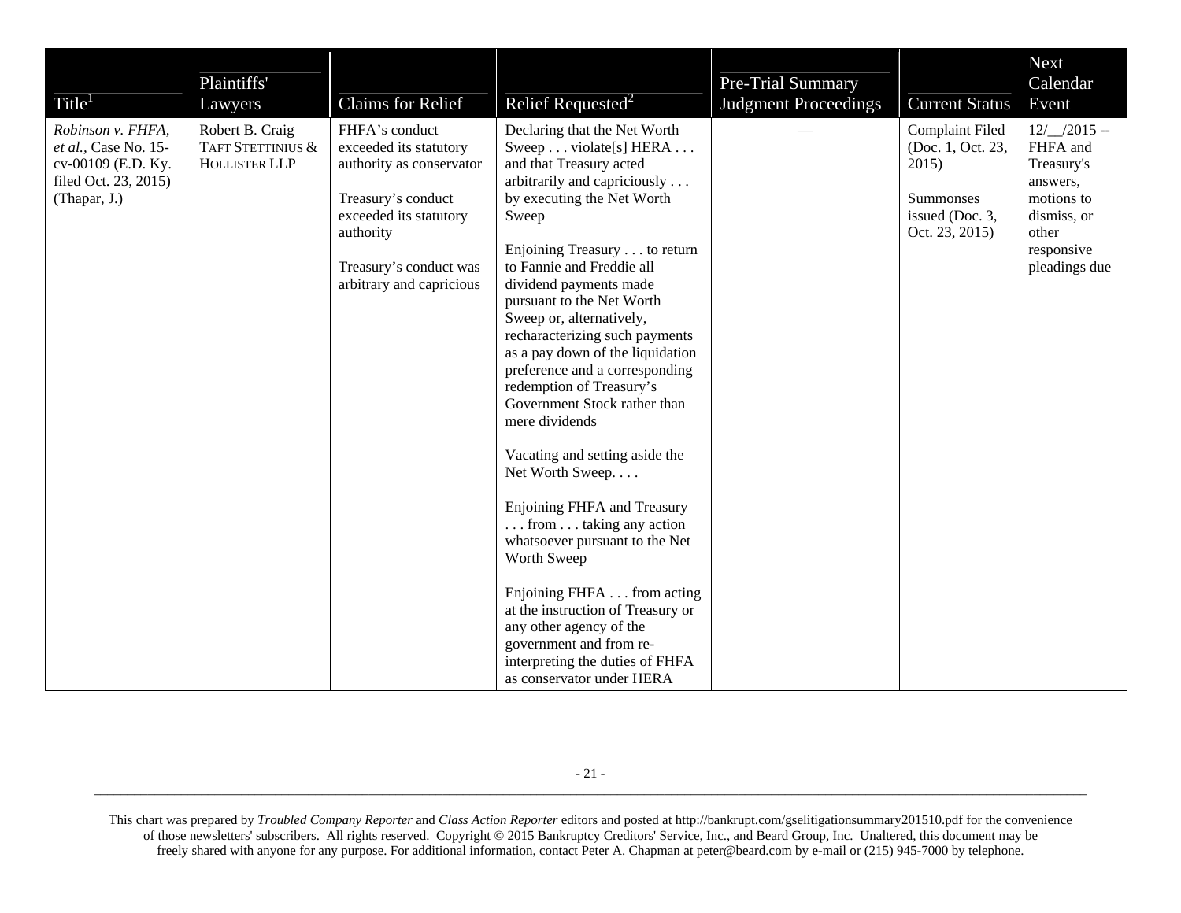| Title[1] | Plaintiffs' Lawyers | Claims for Relief | Relief Requested[2] | Pre-Trial Summary Judgment Proceedings | Current Status | Next Calendar Event |
|---|---|---|---|---|---|---|
| *Robinson v. FHFA, et al.*, Case No. 15-cv-00109 (E.D. Ky. filed Oct. 23, 2015) (Thapar, J.) | Robert B. Craig TAFT STETTINIUS & HOLLISTER LLP | FHFA's conduct exceeded its statutory authority as conservator<br><br>Treasury's conduct exceeded its statutory authority<br><br>Treasury's conduct was arbitrary and capricious | Declaring that the Net Worth Sweep . . . violate[s] HERA . . . and that Treasury acted arbitrarily and capriciously . . . by executing the Net Worth Sweep<br><br>Enjoining Treasury . . . to return to Fannie and Freddie all dividend payments made pursuant to the Net Worth Sweep or, alternatively, recharacterizing such payments as a pay down of the liquidation preference and a corresponding redemption of Treasury's Government Stock rather than mere dividends<br><br>Vacating and setting aside the Net Worth Sweep. . . .<br><br>Enjoining FHFA and Treasury . . . from . . . taking any action whatsoever pursuant to the Net Worth Sweep<br><br>Enjoining FHFA . . . from acting at the instruction of Treasury or any other agency of the government and from re-interpreting the duties of FHFA as conservator under HERA | — | Complaint Filed (Doc. 1, Oct. 23, 2015)<br><br>Summonses issued (Doc. 3, Oct. 23, 2015) | 12/__/2015 -- FHFA and Treasury's answers, motions to dismiss, or other responsive pleadings due |

This chart was prepared by *Troubled Company Reporter* and *Class Action Reporter* editors and posted at http://bankrupt.com/gselitigationsummary201510.pdf for the convenience of those newsletters' subscribers. All rights reserved. Copyright © 2015 Bankruptcy Creditors' Service, Inc., and Beard Group, Inc. Unaltered, this document may be freely shared with anyone for any purpose. For additional information, contact Peter A. Chapman at peter@beard.com by e-mail or (215) 945-7000 by telephone.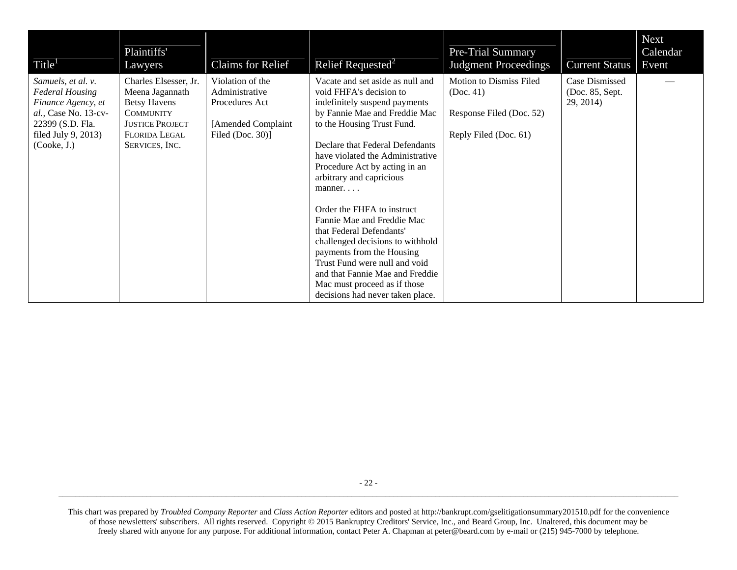| Title[1] | Plaintiffs' Lawyers | Claims for Relief | Relief Requested[2] | Pre-Trial Summary Judgment Proceedings | Current Status | Next Calendar Event |
|---|---|---|---|---|---|---|
| *Samuels, et al. v. Federal Housing Finance Agency, et al.*, Case No. 13-cv-22399 (S.D. Fla. filed July 9, 2013) (Cooke, J.) | Charles Elsesser, Jr.<br>Meena Jagannath<br>Betsy Havens<br>COMMUNITY JUSTICE PROJECT<br>FLORIDA LEGAL SERVICES, INC. | Violation of the Administrative Procedures Act<br><br>[Amended Complaint Filed (Doc. 30)] | Vacate and set aside as null and void FHFA's decision to indefinitely suspend payments by Fannie Mae and Freddie Mac to the Housing Trust Fund.<br><br>Declare that Federal Defendants have violated the Administrative Procedure Act by acting in an arbitrary and capricious manner. . . .<br><br>Order the FHFA to instruct Fannie Mae and Freddie Mac that Federal Defendants' challenged decisions to withhold payments from the Housing Trust Fund were null and void and that Fannie Mae and Freddie Mac must proceed as if those decisions had never taken place. | Motion to Dismiss Filed (Doc. 41)<br><br>Response Filed (Doc. 52)<br><br>Reply Filed (Doc. 61) | Case Dismissed (Doc. 85, Sept. 29, 2014) | — |

This chart was prepared by *Troubled Company Reporter* and *Class Action Reporter* editors and posted at http://bankrupt.com/gselitigationsummary201510.pdf for the convenience of those newsletters' subscribers. All rights reserved. Copyright © 2015 Bankruptcy Creditors' Service, Inc., and Beard Group, Inc. Unaltered, this document may be freely shared with anyone for any purpose. For additional information, contact Peter A. Chapman at peter@beard.com by e-mail or (215) 945-7000 by telephone.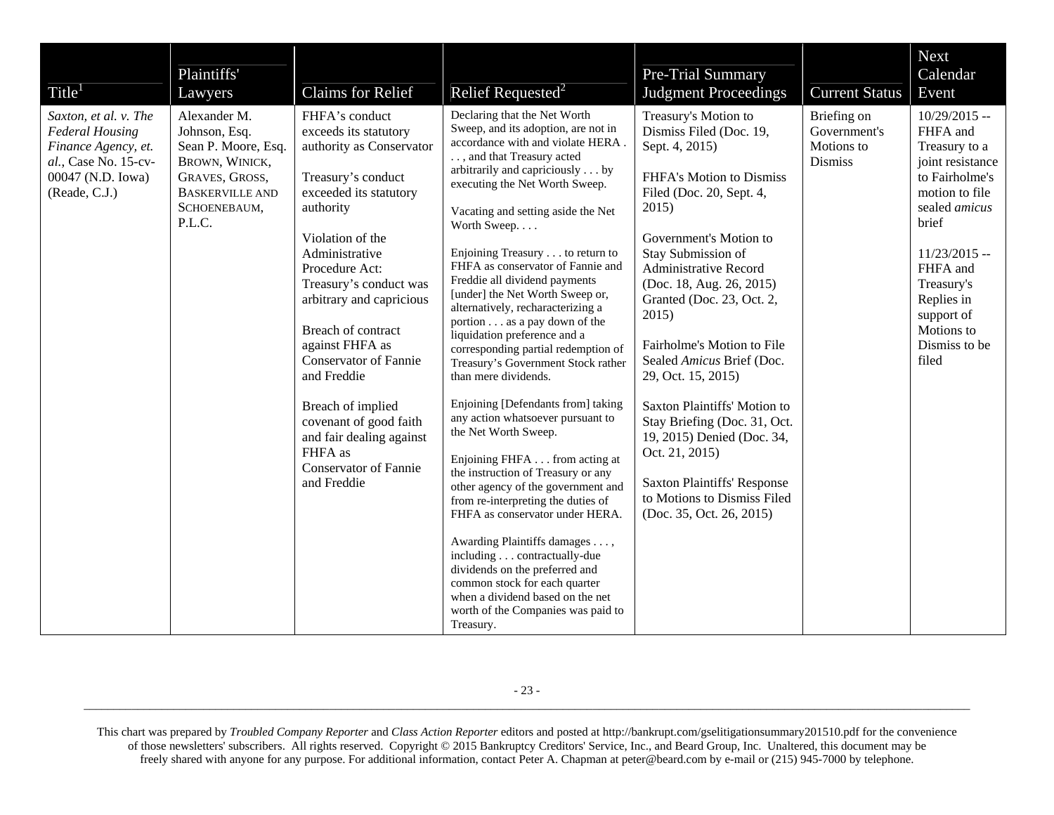| Title[1] | Plaintiffs' Lawyers | Claims for Relief | Relief Requested[2] | Pre-Trial Summary Judgment Proceedings | Current Status | Next Calendar Event |
|---|---|---|---|---|---|---|
| *Saxton, et al. v. The Federal Housing Finance Agency, et. al.*, Case No. 15-cv-00047 (N.D. Iowa) (Reade, C.J.) | Alexander M. Johnson, Esq.<br>Sean P. Moore, Esq.<br>BROWN, WINICK, GRAVES, GROSS, BASKERVILLE AND SCHOENEBAUM, P.L.C. | FHFA's conduct exceeds its statutory authority as Conservator<br><br>Treasury's conduct exceeded its statutory authority<br><br>Violation of the Administrative Procedure Act: Treasury's conduct was arbitrary and capricious<br><br>Breach of contract against FHFA as Conservator of Fannie and Freddie<br><br>Breach of implied covenant of good faith and fair dealing against FHFA as Conservator of Fannie and Freddie | Declaring that the Net Worth Sweep, and its adoption, are not in accordance with and violate HERA . . . , and that Treasury acted arbitrarily and capriciously . . . by executing the Net Worth Sweep.<br><br>Vacating and setting aside the Net Worth Sweep. . . .<br><br>Enjoining Treasury . . . to return to FHFA as conservator of Fannie and Freddie all dividend payments [under] the Net Worth Sweep or, alternatively, recharacterizing a portion . . . as a pay down of the liquidation preference and a corresponding partial redemption of Treasury's Government Stock rather than mere dividends.<br><br>Enjoining [Defendants from] taking any action whatsoever pursuant to the Net Worth Sweep.<br><br>Enjoining FHFA . . . from acting at the instruction of Treasury or any other agency of the government and from re-interpreting the duties of FHFA as conservator under HERA.<br><br>Awarding Plaintiffs damages . . . , including . . . contractually-due dividends on the preferred and common stock for each quarter when a dividend based on the net worth of the Companies was paid to Treasury. | Treasury's Motion to Dismiss Filed (Doc. 19, Sept. 4, 2015)<br><br>FHFA's Motion to Dismiss Filed (Doc. 20, Sept. 4, 2015)<br><br>Government's Motion to Stay Submission of Administrative Record (Doc. 18, Aug. 26, 2015) Granted (Doc. 23, Oct. 2, 2015)<br><br>Fairholme's Motion to File Sealed *Amicus* Brief (Doc. 29, Oct. 15, 2015)<br><br>Saxton Plaintiffs' Motion to Stay Briefing (Doc. 31, Oct. 19, 2015) Denied (Doc. 34, Oct. 21, 2015)<br><br>Saxton Plaintiffs' Response to Motions to Dismiss Filed (Doc. 35, Oct. 26, 2015) | Briefing on Government's Motions to Dismiss | 10/29/2015 -- FHFA and Treasury to a joint resistance to Fairholme's motion to file sealed *amicus* brief<br><br>11/23/2015 -- FHFA and Treasury's Replies in support of Motions to Dismiss to be filed |

This chart was prepared by *Troubled Company Reporter* and *Class Action Reporter* editors and posted at http://bankrupt.com/gselitigationsummary201510.pdf for the convenience of those newsletters' subscribers. All rights reserved. Copyright © 2015 Bankruptcy Creditors' Service, Inc., and Beard Group, Inc. Unaltered, this document may be freely shared with anyone for any purpose. For additional information, contact Peter A. Chapman at peter@beard.com by e-mail or (215) 945-7000 by telephone.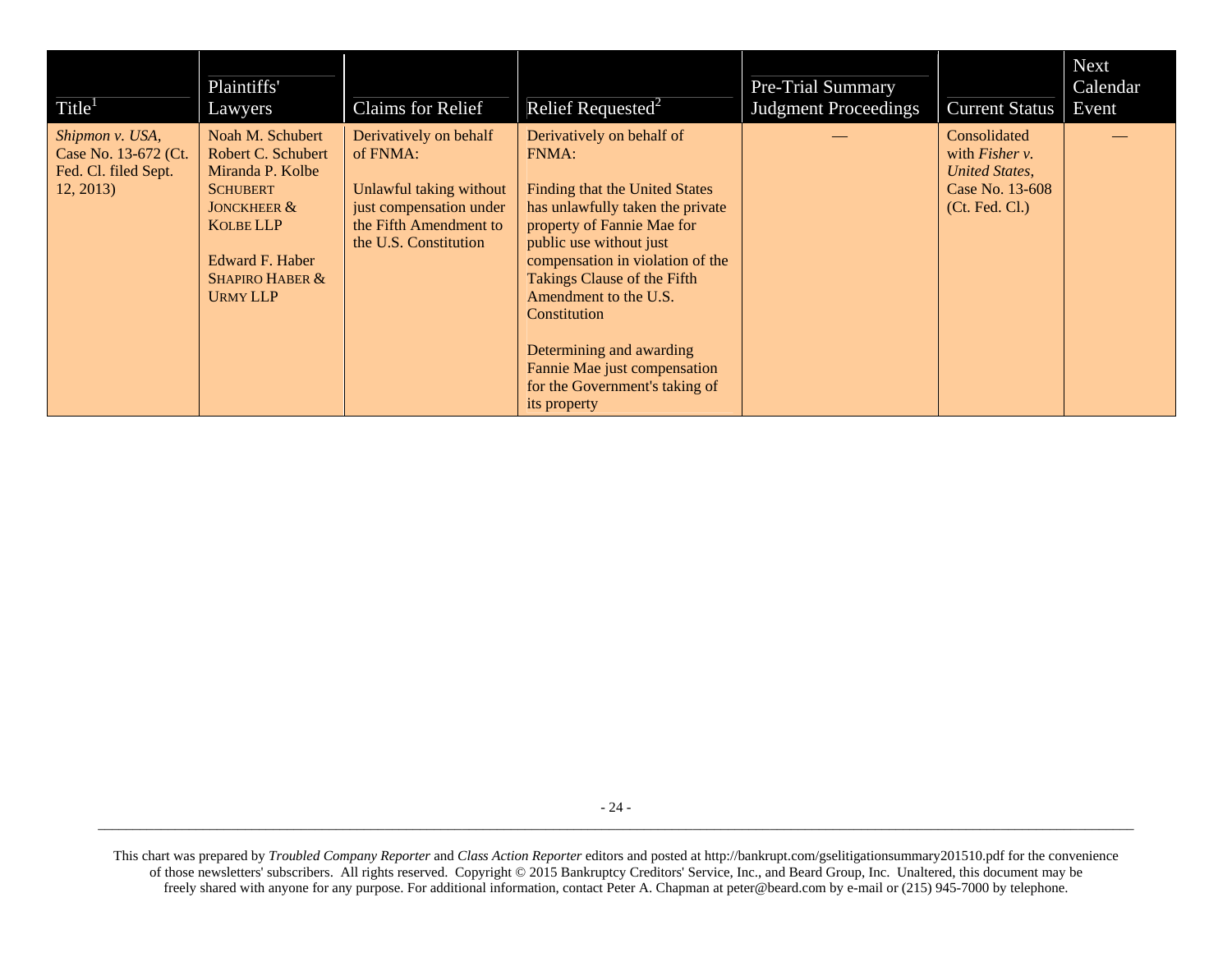| Title[1] | Plaintiffs' Lawyers | Claims for Relief | Relief Requested[2] | Pre-Trial Summary Judgment Proceedings | Current Status | Next Calendar Event |
|---|---|---|---|---|---|---|
| *Shipmon v. USA*, Case No. 13-672 (Ct. Fed. Cl. filed Sept. 12, 2013) | Noah M. Schubert<br>Robert C. Schubert<br>Miranda P. Kolbe<br>SCHUBERT JONCKHEER & KOLBE LLP<br><br>Edward F. Haber<br>SHAPIRO HABER & URMY LLP | Derivatively on behalf of FNMA:<br><br>Unlawful taking without just compensation under the Fifth Amendment to the U.S. Constitution | Derivatively on behalf of FNMA:<br><br>Finding that the United States has unlawfully taken the private property of Fannie Mae for public use without just compensation in violation of the Takings Clause of the Fifth Amendment to the U.S. Constitution<br><br>Determining and awarding Fannie Mae just compensation for the Government's taking of its property | — | Consolidated with *Fisher v. United States*, Case No. 13-608 (Ct. Fed. Cl.) | — |

This chart was prepared by *Troubled Company Reporter* and *Class Action Reporter* editors and posted at http://bankrupt.com/gselitigationsummary201510.pdf for the convenience of those newsletters' subscribers. All rights reserved. Copyright © 2015 Bankruptcy Creditors' Service, Inc., and Beard Group, Inc. Unaltered, this document may be freely shared with anyone for any purpose. For additional information, contact Peter A. Chapman at peter@beard.com by e-mail or (215) 945-7000 by telephone.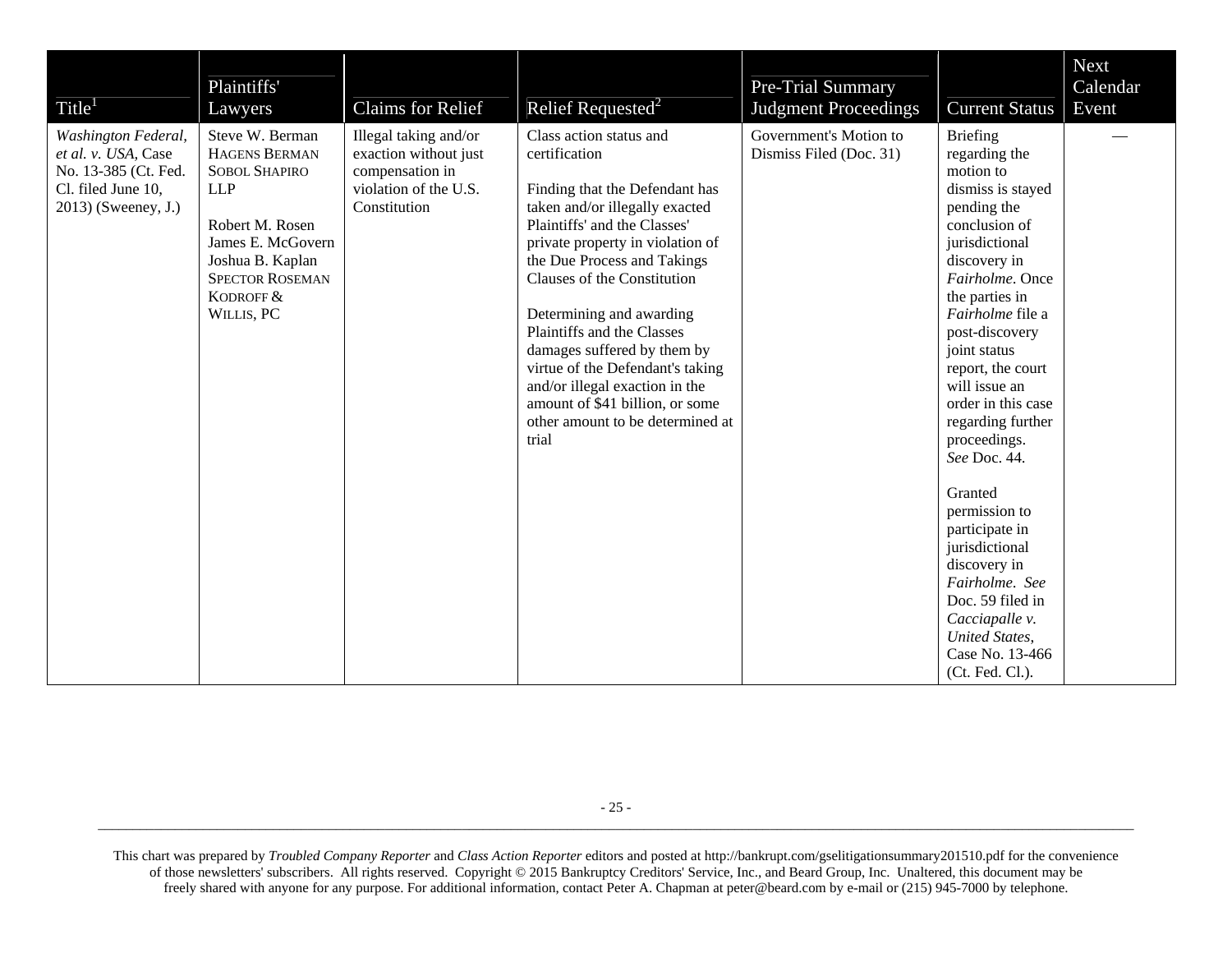| Title[1] | Plaintiffs' Lawyers | Claims for Relief | Relief Requested[2] | Pre-Trial Summary Judgment Proceedings | Current Status | Next Calendar Event |
|---|---|---|---|---|---|---|
| *Washington Federal, et al. v. USA*, Case No. 13-385 (Ct. Fed. Cl. filed June 10, 2013) (Sweeney, J.) | Steve W. Berman HAGENS BERMAN SOBOL SHAPIRO LLP<br><br>Robert M. Rosen James E. McGovern Joshua B. Kaplan SPECTOR ROSEMAN KODROFF & WILLIS, PC | Illegal taking and/or exaction without just compensation in violation of the U.S. Constitution | Class action status and certification<br><br>Finding that the Defendant has taken and/or illegally exacted Plaintiffs' and the Classes' private property in violation of the Due Process and Takings Clauses of the Constitution<br><br>Determining and awarding Plaintiffs and the Classes damages suffered by them by virtue of the Defendant's taking and/or illegal exaction in the amount of $41 billion, or some other amount to be determined at trial | Government's Motion to Dismiss Filed (Doc. 31) | Briefing regarding the motion to dismiss is stayed pending the conclusion of jurisdictional discovery in *Fairholme*. Once the parties in *Fairholme* file a post-discovery joint status report, the court will issue an order in this case regarding further proceedings. *See* Doc. 44.<br><br>Granted permission to participate in jurisdictional discovery in *Fairholme*. *See* Doc. 59 filed in *Cacciapalle v. United States*, Case No. 13-466 (Ct. Fed. Cl.). | — |

This chart was prepared by *Troubled Company Reporter* and *Class Action Reporter* editors and posted at http://bankrupt.com/gselitigationsummary201510.pdf for the convenience of those newsletters' subscribers. All rights reserved. Copyright © 2015 Bankruptcy Creditors' Service, Inc., and Beard Group, Inc. Unaltered, this document may be freely shared with anyone for any purpose. For additional information, contact Peter A. Chapman at peter@beard.com by e-mail or (215) 945-7000 by telephone.